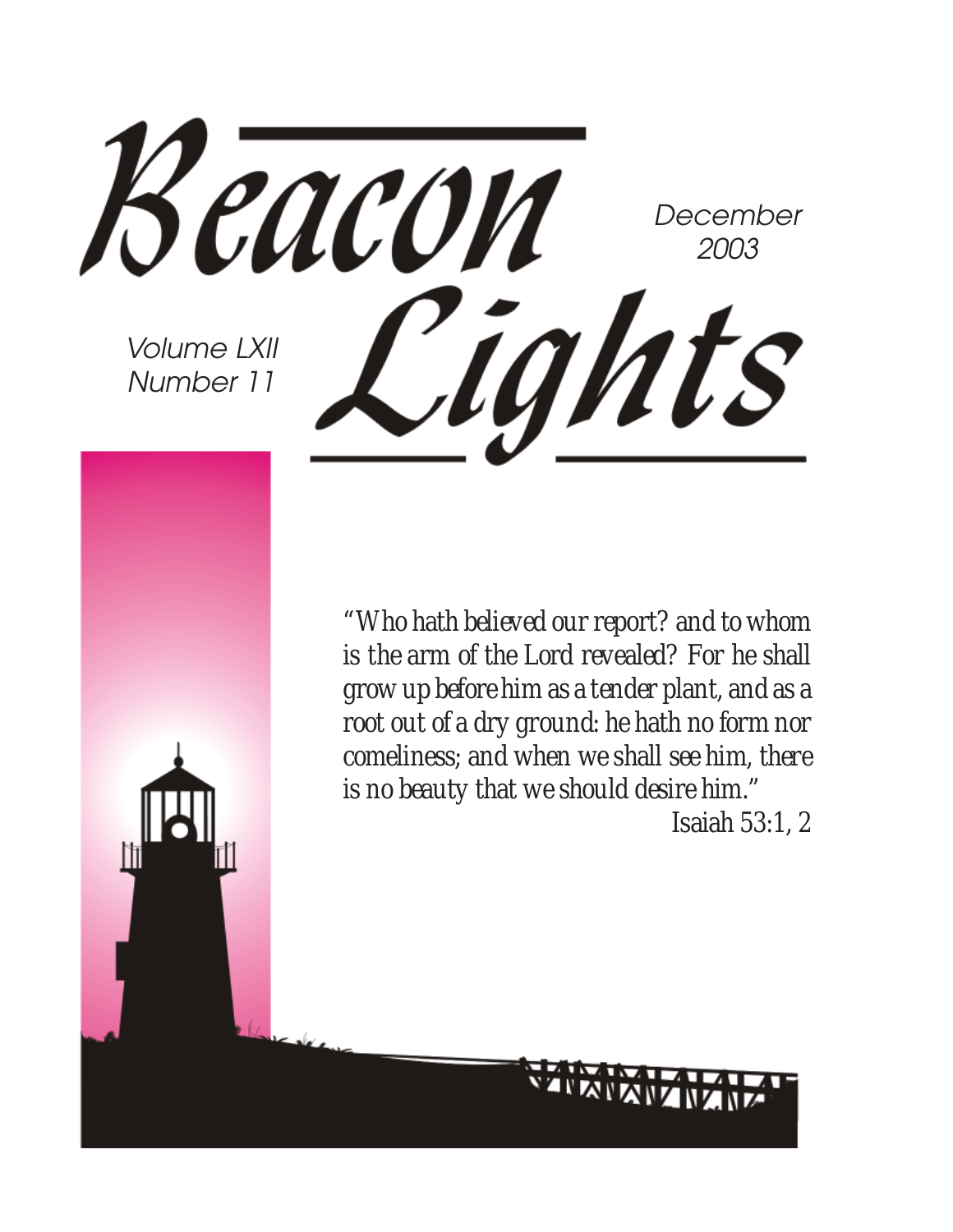# Beacon Lights

December 2003

Volume LXII
Number 11

*"Who hath believed our report? and to whom is the arm of the Lord revealed? For he shall grow up before him as a tender plant, and as a root out of a dry ground: he hath no form nor comeliness; and when we shall see him, there is no beauty that we should desire him."*

Isaiah 53:1, 2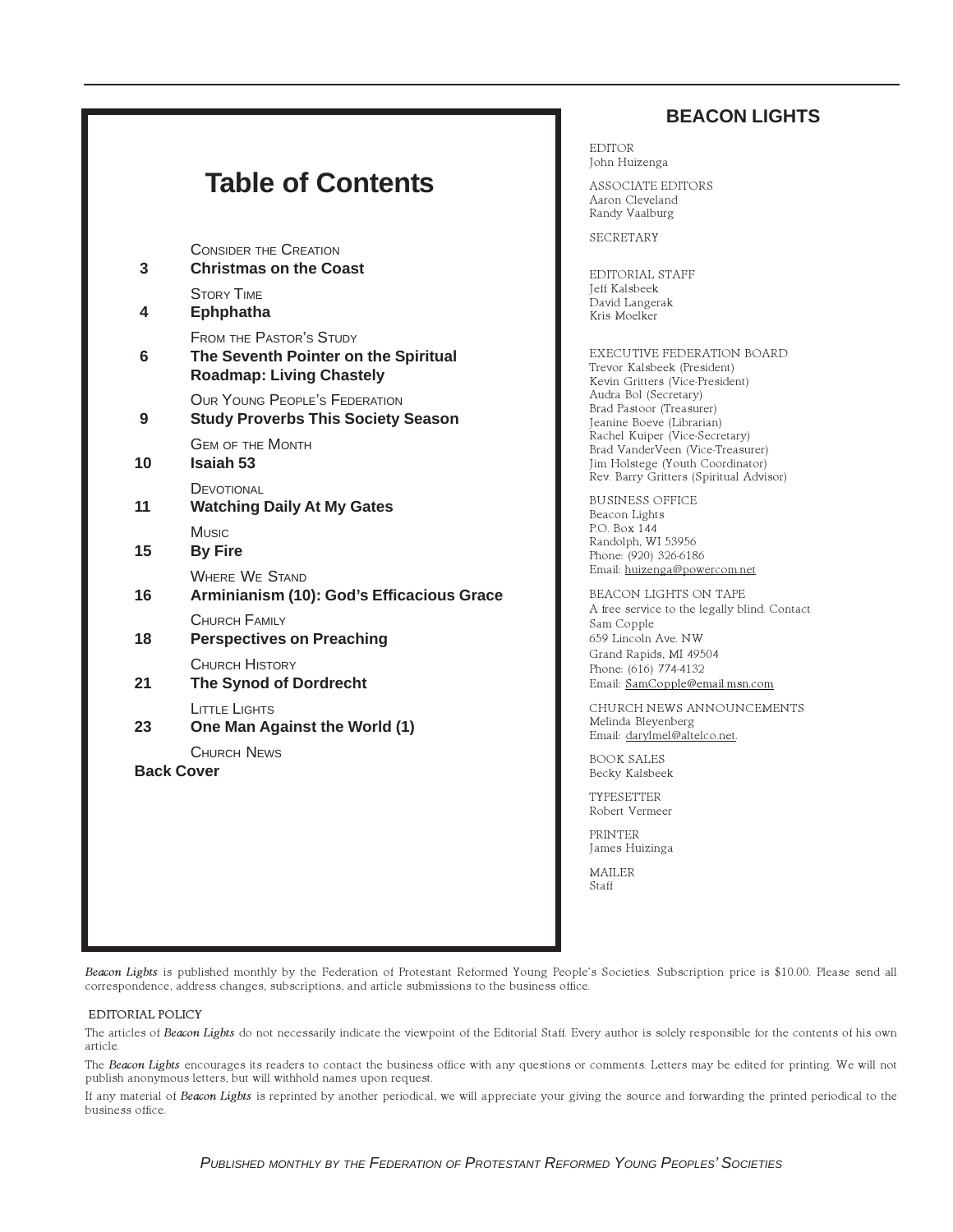# Table of Contents

| Page | Article |
|---|---|
| 3 | Consider the Creation<br>**Christmas on the Coast** |
| 4 | Story Time<br>**Ephphatha** |
| 6 | From the Pastor's Study<br>**The Seventh Pointer on the Spiritual Roadmap: Living Chastely** |
| 9 | Our Young People's Federation<br>**Study Proverbs This Society Season** |
| 10 | Gem of the Month<br>**Isaiah 53** |
| 11 | Devotional<br>**Watching Daily At My Gates** |
| 15 | Music<br>**By Fire** |
| 16 | Where We Stand<br>**Arminianism (10): God's Efficacious Grace** |
| 18 | Church Family<br>**Perspectives on Preaching** |
| 21 | Church History<br>**The Synod of Dordrecht** |
| 23 | Little Lights<br>**One Man Against the World (1)** |
| Back Cover | Church News |

## BEACON LIGHTS

EDITOR
John Huizenga

ASSOCIATE EDITORS
Aaron Cleveland
Randy Vaalburg

SECRETARY

EDITORIAL STAFF
Jeff Kalsbeek
David Langerak
Kris Moelker

EXECUTIVE FEDERATION BOARD
Trevor Kalsbeek (President)
Kevin Gritters (Vice-President)
Audra Bol (Secretary)
Brad Pastoor (Treasurer)
Jeanine Boeve (Librarian)
Rachel Kuiper (Vice-Secretary)
Brad VanderVeen (Vice-Treasurer)
Jim Holstege (Youth Coordinator)
Rev. Barry Gritters (Spiritual Advisor)

BUSINESS OFFICE
Beacon Lights
P.O. Box 144
Randolph, WI 53956
Phone: (920) 326-6186
Email: huizenga@powercom.net

BEACON LIGHTS ON TAPE
A free service to the legally blind. Contact
Sam Copple
659 Lincoln Ave. NW
Grand Rapids, MI 49504
Phone: (616) 774-4132
Email: SamCopple@email.msn.com

CHURCH NEWS ANNOUNCEMENTS
Melinda Bleyenberg
Email: darylmel@altelco.net.

BOOK SALES
Becky Kalsbeek

TYPESETTER
Robert Vermeer

PRINTER
James Huizinga

MAILER
Staff

*Beacon Lights* is published monthly by the Federation of Protestant Reformed Young People's Societies. Subscription price is $10.00. Please send all correspondence, address changes, subscriptions, and article submissions to the business office.

EDITORIAL POLICY

The articles of *Beacon Lights* do not necessarily indicate the viewpoint of the Editorial Staff. Every author is solely responsible for the contents of his own article.

The *Beacon Lights* encourages its readers to contact the business office with any questions or comments. Letters may be edited for printing. We will not publish anonymous letters, but will withhold names upon request.

If any material of *Beacon Lights* is reprinted by another periodical, we will appreciate your giving the source and forwarding the printed periodical to the business office.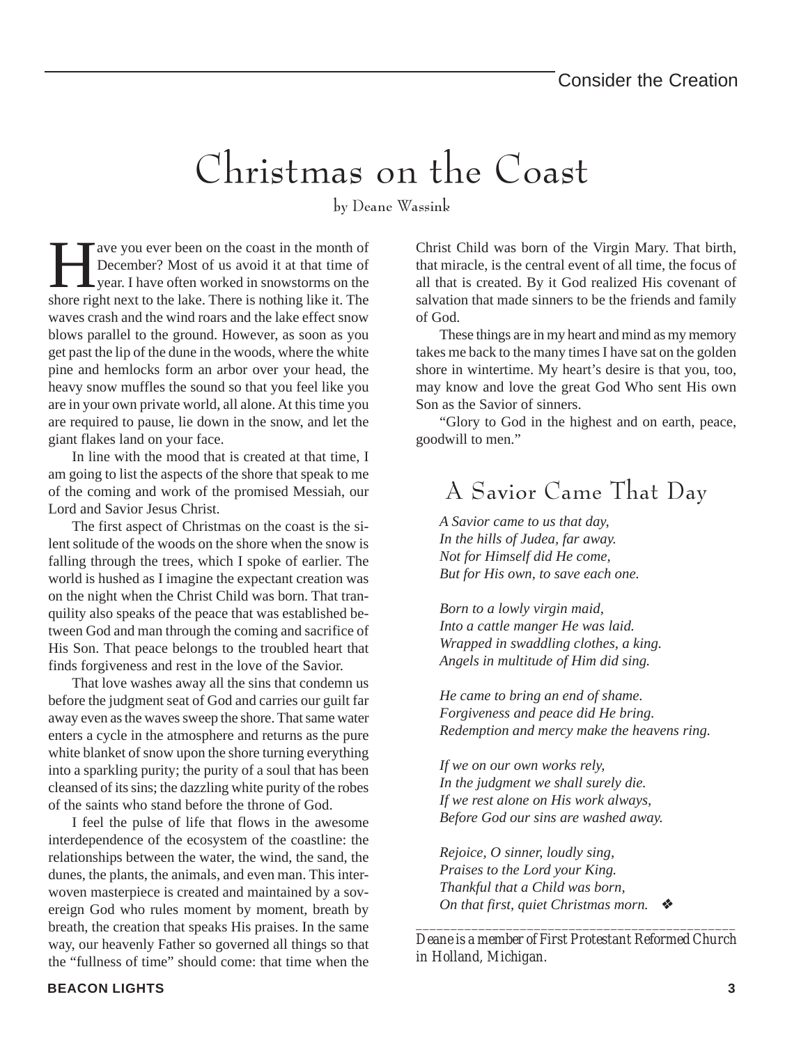# Christmas on the Coast

by Deane Wassink

Have you ever been on the coast in the month of December? Most of us avoid it at that time of year. I have often worked in snowstorms on the shore right next to the lake. There is nothing like it. The waves crash and the wind roars and the lake effect snow blows parallel to the ground. However, as soon as you get past the lip of the dune in the woods, where the white pine and hemlocks form an arbor over your head, the heavy snow muffles the sound so that you feel like you are in your own private world, all alone. At this time you are required to pause, lie down in the snow, and let the giant flakes land on your face.

In line with the mood that is created at that time, I am going to list the aspects of the shore that speak to me of the coming and work of the promised Messiah, our Lord and Savior Jesus Christ.

The first aspect of Christmas on the coast is the silent solitude of the woods on the shore when the snow is falling through the trees, which I spoke of earlier. The world is hushed as I imagine the expectant creation was on the night when the Christ Child was born. That tranquility also speaks of the peace that was established between God and man through the coming and sacrifice of His Son. That peace belongs to the troubled heart that finds forgiveness and rest in the love of the Savior.

That love washes away all the sins that condemn us before the judgment seat of God and carries our guilt far away even as the waves sweep the shore. That same water enters a cycle in the atmosphere and returns as the pure white blanket of snow upon the shore turning everything into a sparkling purity; the purity of a soul that has been cleansed of its sins; the dazzling white purity of the robes of the saints who stand before the throne of God.

I feel the pulse of life that flows in the awesome interdependence of the ecosystem of the coastline: the relationships between the water, the wind, the sand, the dunes, the plants, the animals, and even man. This interwoven masterpiece is created and maintained by a sovereign God who rules moment by moment, breath by breath, the creation that speaks His praises. In the same way, our heavenly Father so governed all things so that the "fullness of time" should come: that time when the Christ Child was born of the Virgin Mary. That birth, that miracle, is the central event of all time, the focus of all that is created. By it God realized His covenant of salvation that made sinners to be the friends and family of God.

These things are in my heart and mind as my memory takes me back to the many times I have sat on the golden shore in wintertime. My heart's desire is that you, too, may know and love the great God Who sent His own Son as the Savior of sinners.

"Glory to God in the highest and on earth, peace, goodwill to men."

## A Savior Came That Day

*A Savior came to us that day,*  
*In the hills of Judea, far away.*  
*Not for Himself did He come,*  
*But for His own, to save each one.*

*Born to a lowly virgin maid,*  
*Into a cattle manger He was laid.*  
*Wrapped in swaddling clothes, a king.*  
*Angels in multitude of Him did sing.*

*He came to bring an end of shame.*  
*Forgiveness and peace did He bring.*  
*Redemption and mercy make the heavens ring.*

*If we on our own works rely,*  
*In the judgment we shall surely die.*  
*If we rest alone on His work always,*  
*Before God our sins are washed away.*

*Rejoice, O sinner, loudly sing,*  
*Praises to the Lord your King.*  
*Thankful that a Child was born,*  
*On that first, quiet Christmas morn.* ❖

---

*Deane is a member of First Protestant Reformed Church in Holland, Michigan.*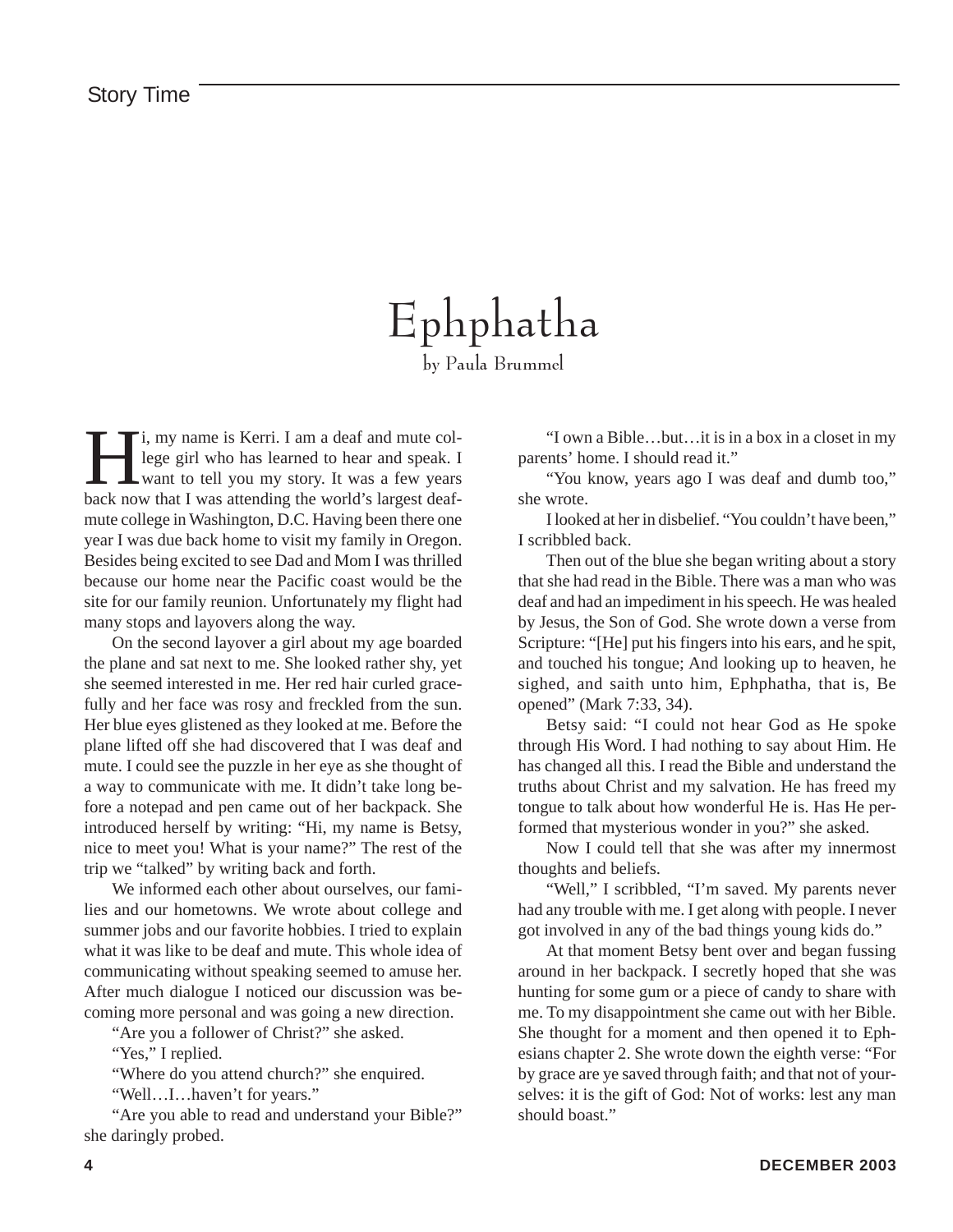# Ephphatha

by Paula Brummel

Hi, my name is Kerri. I am a deaf and mute college girl who has learned to hear and speak. I want to tell you my story. It was a few years back now that I was attending the world's largest deaf-mute college in Washington, D.C. Having been there one year I was due back home to visit my family in Oregon. Besides being excited to see Dad and Mom I was thrilled because our home near the Pacific coast would be the site for our family reunion. Unfortunately my flight had many stops and layovers along the way.

On the second layover a girl about my age boarded the plane and sat next to me. She looked rather shy, yet she seemed interested in me. Her red hair curled gracefully and her face was rosy and freckled from the sun. Her blue eyes glistened as they looked at me. Before the plane lifted off she had discovered that I was deaf and mute. I could see the puzzle in her eye as she thought of a way to communicate with me. It didn't take long before a notepad and pen came out of her backpack. She introduced herself by writing: "Hi, my name is Betsy, nice to meet you! What is your name?" The rest of the trip we "talked" by writing back and forth.

We informed each other about ourselves, our families and our hometowns. We wrote about college and summer jobs and our favorite hobbies. I tried to explain what it was like to be deaf and mute. This whole idea of communicating without speaking seemed to amuse her. After much dialogue I noticed our discussion was becoming more personal and was going a new direction.

"Are you a follower of Christ?" she asked.

"Yes," I replied.

"Where do you attend church?" she enquired.

"Well…I…haven't for years."

"Are you able to read and understand your Bible?" she daringly probed.

"I own a Bible…but…it is in a box in a closet in my parents' home. I should read it."

"You know, years ago I was deaf and dumb too," she wrote.

I looked at her in disbelief. "You couldn't have been," I scribbled back.

Then out of the blue she began writing about a story that she had read in the Bible. There was a man who was deaf and had an impediment in his speech. He was healed by Jesus, the Son of God. She wrote down a verse from Scripture: "[He] put his fingers into his ears, and he spit, and touched his tongue; And looking up to heaven, he sighed, and saith unto him, Ephphatha, that is, Be opened" (Mark 7:33, 34).

Betsy said: "I could not hear God as He spoke through His Word. I had nothing to say about Him. He has changed all this. I read the Bible and understand the truths about Christ and my salvation. He has freed my tongue to talk about how wonderful He is. Has He performed that mysterious wonder in you?" she asked.

Now I could tell that she was after my innermost thoughts and beliefs.

"Well," I scribbled, "I'm saved. My parents never had any trouble with me. I get along with people. I never got involved in any of the bad things young kids do."

At that moment Betsy bent over and began fussing around in her backpack. I secretly hoped that she was hunting for some gum or a piece of candy to share with me. To my disappointment she came out with her Bible. She thought for a moment and then opened it to Ephesians chapter 2. She wrote down the eighth verse: "For by grace are ye saved through faith; and that not of yourselves: it is the gift of God: Not of works: lest any man should boast."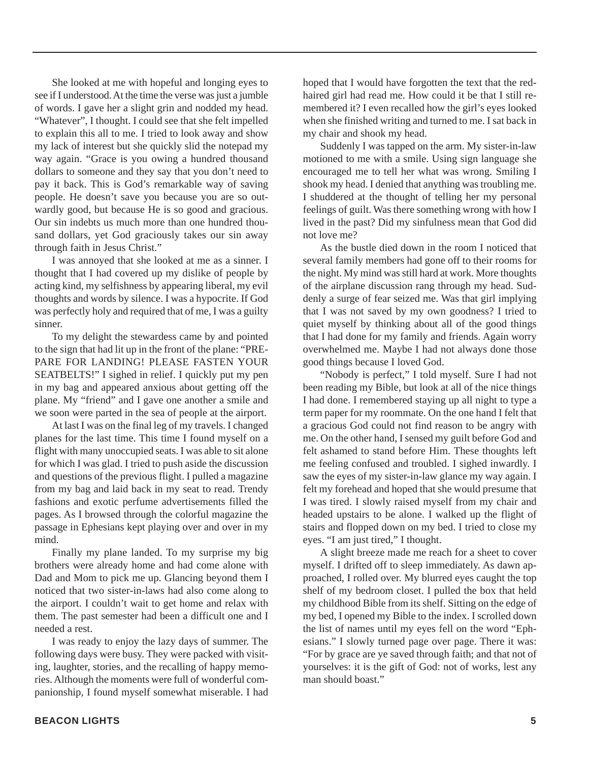She looked at me with hopeful and longing eyes to see if I understood. At the time the verse was just a jumble of words. I gave her a slight grin and nodded my head. "Whatever", I thought. I could see that she felt impelled to explain this all to me. I tried to look away and show my lack of interest but she quickly slid the notepad my way again. "Grace is you owing a hundred thousand dollars to someone and they say that you don't need to pay it back. This is God's remarkable way of saving people. He doesn't save you because you are so outwardly good, but because He is so good and gracious. Our sin indebts us much more than one hundred thousand dollars, yet God graciously takes our sin away through faith in Jesus Christ."

I was annoyed that she looked at me as a sinner. I thought that I had covered up my dislike of people by acting kind, my selfishness by appearing liberal, my evil thoughts and words by silence. I was a hypocrite. If God was perfectly holy and required that of me, I was a guilty sinner.

To my delight the stewardess came by and pointed to the sign that had lit up in the front of the plane: "PREPARE FOR LANDING! PLEASE FASTEN YOUR SEATBELTS!" I sighed in relief. I quickly put my pen in my bag and appeared anxious about getting off the plane. My "friend" and I gave one another a smile and we soon were parted in the sea of people at the airport.

At last I was on the final leg of my travels. I changed planes for the last time. This time I found myself on a flight with many unoccupied seats. I was able to sit alone for which I was glad. I tried to push aside the discussion and questions of the previous flight. I pulled a magazine from my bag and laid back in my seat to read. Trendy fashions and exotic perfume advertisements filled the pages. As I browsed through the colorful magazine the passage in Ephesians kept playing over and over in my mind.

Finally my plane landed. To my surprise my big brothers were already home and had come alone with Dad and Mom to pick me up. Glancing beyond them I noticed that two sister-in-laws had also come along to the airport. I couldn't wait to get home and relax with them. The past semester had been a difficult one and I needed a rest.

I was ready to enjoy the lazy days of summer. The following days were busy. They were packed with visiting, laughter, stories, and the recalling of happy memories. Although the moments were full of wonderful companionship, I found myself somewhat miserable. I had hoped that I would have forgotten the text that the red-haired girl had read me. How could it be that I still remembered it? I even recalled how the girl's eyes looked when she finished writing and turned to me. I sat back in my chair and shook my head.

Suddenly I was tapped on the arm. My sister-in-law motioned to me with a smile. Using sign language she encouraged me to tell her what was wrong. Smiling I shook my head. I denied that anything was troubling me. I shuddered at the thought of telling her my personal feelings of guilt. Was there something wrong with how I lived in the past? Did my sinfulness mean that God did not love me?

As the bustle died down in the room I noticed that several family members had gone off to their rooms for the night. My mind was still hard at work. More thoughts of the airplane discussion rang through my head. Suddenly a surge of fear seized me. Was that girl implying that I was not saved by my own goodness? I tried to quiet myself by thinking about all of the good things that I had done for my family and friends. Again worry overwhelmed me. Maybe I had not always done those good things because I loved God.

"Nobody is perfect," I told myself. Sure I had not been reading my Bible, but look at all of the nice things I had done. I remembered staying up all night to type a term paper for my roommate. On the one hand I felt that a gracious God could not find reason to be angry with me. On the other hand, I sensed my guilt before God and felt ashamed to stand before Him. These thoughts left me feeling confused and troubled. I sighed inwardly. I saw the eyes of my sister-in-law glance my way again. I felt my forehead and hoped that she would presume that I was tired. I slowly raised myself from my chair and headed upstairs to be alone. I walked up the flight of stairs and flopped down on my bed. I tried to close my eyes. "I am just tired," I thought.

A slight breeze made me reach for a sheet to cover myself. I drifted off to sleep immediately. As dawn approached, I rolled over. My blurred eyes caught the top shelf of my bedroom closet. I pulled the box that held my childhood Bible from its shelf. Sitting on the edge of my bed, I opened my Bible to the index. I scrolled down the list of names until my eyes fell on the word "Ephesians." I slowly turned page over page. There it was: "For by grace are ye saved through faith; and that not of yourselves: it is the gift of God: not of works, lest any man should boast."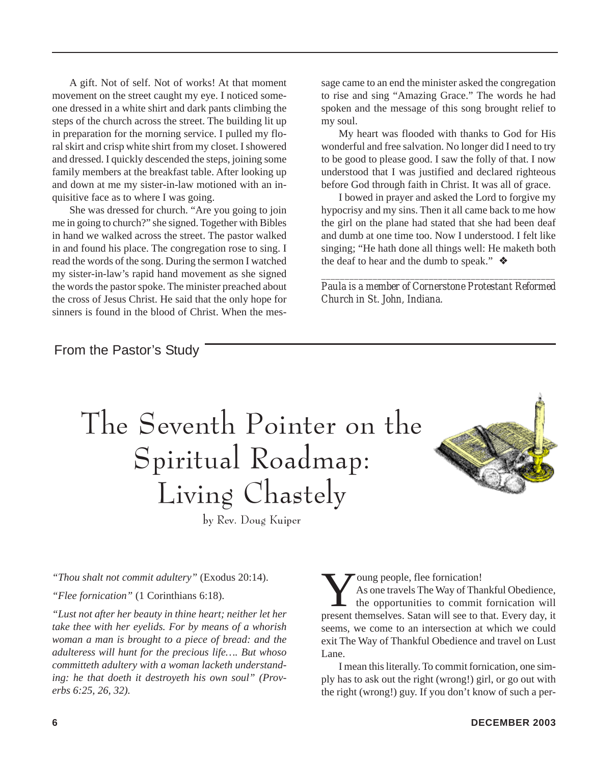A gift. Not of self. Not of works! At that moment movement on the street caught my eye. I noticed someone dressed in a white shirt and dark pants climbing the steps of the church across the street. The building lit up in preparation for the morning service. I pulled my floral skirt and crisp white shirt from my closet. I showered and dressed. I quickly descended the steps, joining some family members at the breakfast table. After looking up and down at me my sister-in-law motioned with an inquisitive face as to where I was going.

She was dressed for church. "Are you going to join me in going to church?" she signed. Together with Bibles in hand we walked across the street. The pastor walked in and found his place. The congregation rose to sing. I read the words of the song. During the sermon I watched my sister-in-law's rapid hand movement as she signed the words the pastor spoke. The minister preached about the cross of Jesus Christ. He said that the only hope for sinners is found in the blood of Christ. When the message came to an end the minister asked the congregation to rise and sing "Amazing Grace." The words he had spoken and the message of this song brought relief to my soul.

My heart was flooded with thanks to God for His wonderful and free salvation. No longer did I need to try to be good to please good. I saw the folly of that. I now understood that I was justified and declared righteous before God through faith in Christ. It was all of grace.

I bowed in prayer and asked the Lord to forgive my hypocrisy and my sins. Then it all came back to me how the girl on the plane had stated that she had been deaf and dumb at one time too. Now I understood. I felt like singing; "He hath done all things well: He maketh both the deaf to hear and the dumb to speak." ❖

---

*Paula is a member of Cornerstone Protestant Reformed Church in St. John, Indiana.*

From the Pastor's Study

# The Seventh Pointer on the Spiritual Roadmap: Living Chastely

by Rev. Doug Kuiper

*"Thou shalt not commit adultery"* (Exodus 20:14).

*"Flee fornication"* (1 Corinthians 6:18).

*"Lust not after her beauty in thine heart; neither let her take thee with her eyelids. For by means of a whorish woman a man is brought to a piece of bread: and the adulteress will hunt for the precious life…. But whoso committeth adultery with a woman lacketh understanding: he that doeth it destroyeth his own soul" (Proverbs 6:25, 26, 32).*

Young people, flee fornication!

As one travels The Way of Thankful Obedience, the opportunities to commit fornication will present themselves. Satan will see to that. Every day, it seems, we come to an intersection at which we could exit The Way of Thankful Obedience and travel on Lust Lane.

I mean this literally. To commit fornication, one simply has to ask out the right (wrong!) girl, or go out with the right (wrong!) guy. If you don't know of such a per-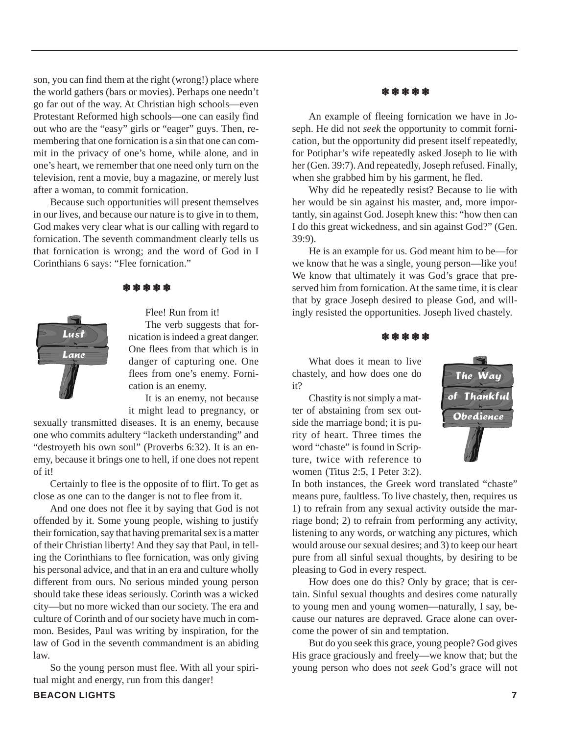son, you can find them at the right (wrong!) place where the world gathers (bars or movies). Perhaps one needn't go far out of the way. At Christian high schools—even Protestant Reformed high schools—one can easily find out who are the "easy" girls or "eager" guys. Then, remembering that one fornication is a sin that one can commit in the privacy of one's home, while alone, and in one's heart, we remember that one need only turn on the television, rent a movie, buy a magazine, or merely lust after a woman, to commit fornication.

Because such opportunities will present themselves in our lives, and because our nature is to give in to them, God makes very clear what is our calling with regard to fornication. The seventh commandment clearly tells us that fornication is wrong; and the word of God in I Corinthians 6 says: "Flee fornication."

❅ ❅ ❅ ❅ ❅

Lust Lane

Flee! Run from it!

The verb suggests that fornication is indeed a great danger. One flees from that which is in danger of capturing one. One flees from one's enemy. Fornication is an enemy.

It is an enemy, not because it might lead to pregnancy, or sexually transmitted diseases. It is an enemy, because one who commits adultery "lacketh understanding" and "destroyeth his own soul" (Proverbs 6:32). It is an enemy, because it brings one to hell, if one does not repent of it!

Certainly to flee is the opposite of to flirt. To get as close as one can to the danger is not to flee from it.

And one does not flee it by saying that God is not offended by it. Some young people, wishing to justify their fornication, say that having premarital sex is a matter of their Christian liberty! And they say that Paul, in telling the Corinthians to flee fornication, was only giving his personal advice, and that in an era and culture wholly different from ours. No serious minded young person should take these ideas seriously. Corinth was a wicked city—but no more wicked than our society. The era and culture of Corinth and of our society have much in common. Besides, Paul was writing by inspiration, for the law of God in the seventh commandment is an abiding law.

So the young person must flee. With all your spiritual might and energy, run from this danger!

❅ ❅ ❅ ❅ ❅

An example of fleeing fornication we have in Joseph. He did not *seek* the opportunity to commit fornication, but the opportunity did present itself repeatedly, for Potiphar's wife repeatedly asked Joseph to lie with her (Gen. 39:7). And repeatedly, Joseph refused. Finally, when she grabbed him by his garment, he fled.

Why did he repeatedly resist? Because to lie with her would be sin against his master, and, more importantly, sin against God. Joseph knew this: "how then can I do this great wickedness, and sin against God?" (Gen. 39:9).

He is an example for us. God meant him to be—for we know that he was a single, young person—like you! We know that ultimately it was God's grace that preserved him from fornication. At the same time, it is clear that by grace Joseph desired to please God, and willingly resisted the opportunities. Joseph lived chastely.

❅ ❅ ❅ ❅ ❅

The Way of Thankful Obedience

What does it mean to live chastely, and how does one do it?

Chastity is not simply a matter of abstaining from sex outside the marriage bond; it is purity of heart. Three times the word "chaste" is found in Scripture, twice with reference to women (Titus 2:5, I Peter 3:2). In both instances, the Greek word translated "chaste" means pure, faultless. To live chastely, then, requires us 1) to refrain from any sexual activity outside the marriage bond; 2) to refrain from performing any activity, listening to any words, or watching any pictures, which would arouse our sexual desires; and 3) to keep our heart pure from all sinful sexual thoughts, by desiring to be pleasing to God in every respect.

How does one do this? Only by grace; that is certain. Sinful sexual thoughts and desires come naturally to young men and young women—naturally, I say, because our natures are depraved. Grace alone can overcome the power of sin and temptation.

But do you seek this grace, young people? God gives His grace graciously and freely—we know that; but the young person who does not *seek* God's grace will not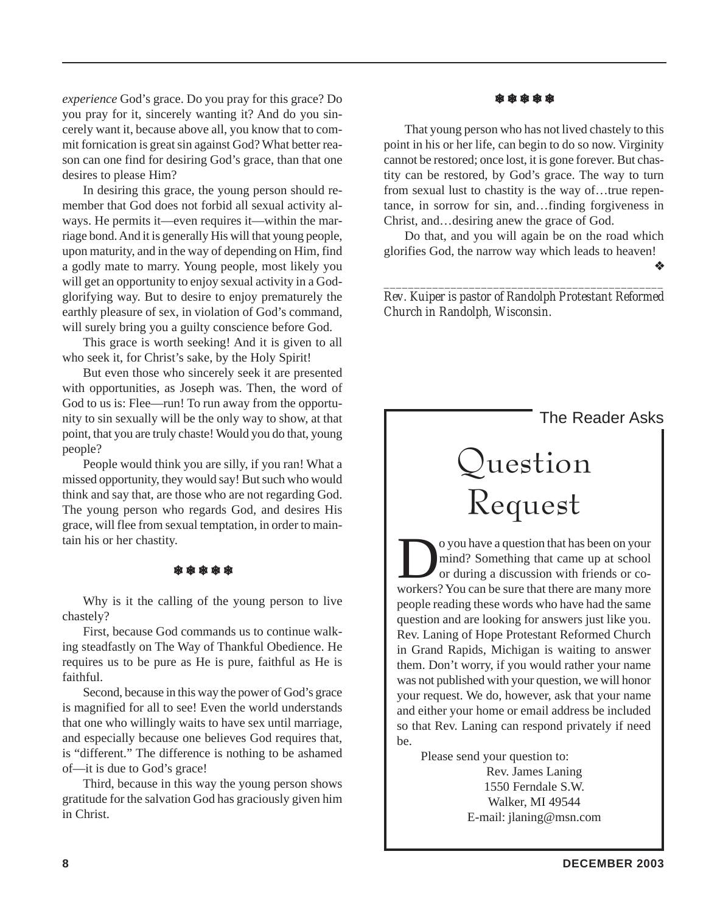*experience* God's grace. Do you pray for this grace? Do you pray for it, sincerely wanting it? And do you sincerely want it, because above all, you know that to commit fornication is great sin against God? What better reason can one find for desiring God's grace, than that one desires to please Him?

In desiring this grace, the young person should remember that God does not forbid all sexual activity always. He permits it—even requires it—within the marriage bond. And it is generally His will that young people, upon maturity, and in the way of depending on Him, find a godly mate to marry. Young people, most likely you will get an opportunity to enjoy sexual activity in a God-glorifying way. But to desire to enjoy prematurely the earthly pleasure of sex, in violation of God's command, will surely bring you a guilty conscience before God.

This grace is worth seeking! And it is given to all who seek it, for Christ's sake, by the Holy Spirit!

But even those who sincerely seek it are presented with opportunities, as Joseph was. Then, the word of God to us is: Flee—run! To run away from the opportunity to sin sexually will be the only way to show, at that point, that you are truly chaste! Would you do that, young people?

People would think you are silly, if you ran! What a missed opportunity, they would say! But such who would think and say that, are those who are not regarding God. The young person who regards God, and desires His grace, will flee from sexual temptation, in order to maintain his or her chastity.

❄ ❄ ❄ ❄ ❄

Why is it the calling of the young person to live chastely?

First, because God commands us to continue walking steadfastly on The Way of Thankful Obedience. He requires us to be pure as He is pure, faithful as He is faithful.

Second, because in this way the power of God's grace is magnified for all to see! Even the world understands that one who willingly waits to have sex until marriage, and especially because one believes God requires that, is "different." The difference is nothing to be ashamed of—it is due to God's grace!

Third, because in this way the young person shows gratitude for the salvation God has graciously given him in Christ.

❄ ❄ ❄ ❄ ❄

That young person who has not lived chastely to this point in his or her life, can begin to do so now. Virginity cannot be restored; once lost, it is gone forever. But chastity can be restored, by God's grace. The way to turn from sexual lust to chastity is the way of…true repentance, in sorrow for sin, and…finding forgiveness in Christ, and…desiring anew the grace of God.

Do that, and you will again be on the road which glorifies God, the narrow way which leads to heaven! ❖

---

*Rev. Kuiper is pastor of Randolph Protestant Reformed Church in Randolph, Wisconsin.*

The Reader Asks

# Question Request

Do you have a question that has been on your mind? Something that came up at school or during a discussion with friends or co-workers? You can be sure that there are many more people reading these words who have had the same question and are looking for answers just like you. Rev. Laning of Hope Protestant Reformed Church in Grand Rapids, Michigan is waiting to answer them. Don't worry, if you would rather your name was not published with your question, we will honor your request. We do, however, ask that your name and either your home or email address be included so that Rev. Laning can respond privately if need be.

Please send your question to:

Rev. James Laning
1550 Ferndale S.W.
Walker, MI 49544
E-mail: jlaning@msn.com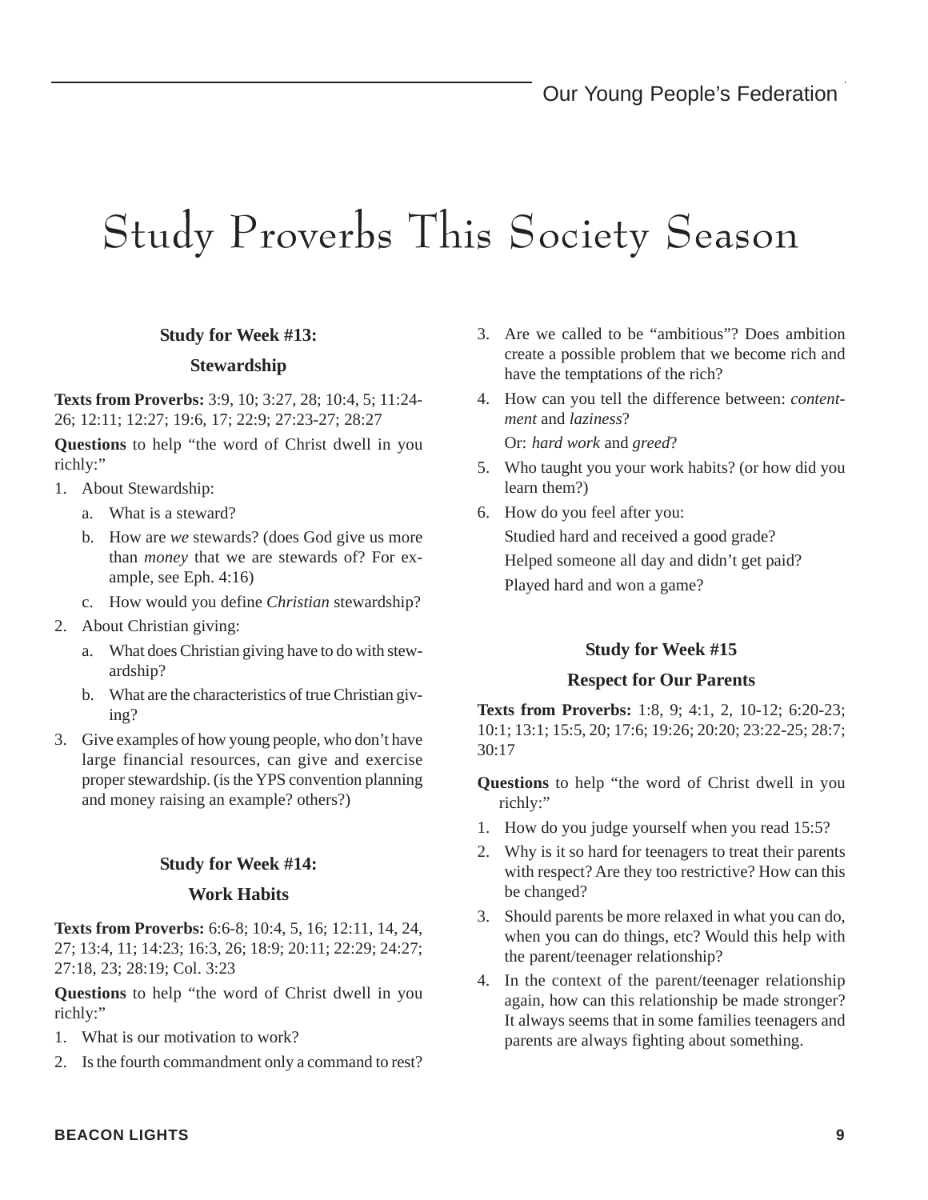# Study Proverbs This Society Season

### Study for Week #13:

### Stewardship

**Texts from Proverbs:** 3:9, 10; 3:27, 28; 10:4, 5; 11:24-26; 12:11; 12:27; 19:6, 17; 22:9; 27:23-27; 28:27

**Questions** to help "the word of Christ dwell in you richly:"

1. About Stewardship:
   a. What is a steward?
   b. How are *we* stewards? (does God give us more than *money* that we are stewards of? For example, see Eph. 4:16)
   c. How would you define *Christian* stewardship?
2. About Christian giving:
   a. What does Christian giving have to do with stewardship?
   b. What are the characteristics of true Christian giving?
3. Give examples of how young people, who don't have large financial resources, can give and exercise proper stewardship. (is the YPS convention planning and money raising an example? others?)

### Study for Week #14:

### Work Habits

**Texts from Proverbs:** 6:6-8; 10:4, 5, 16; 12:11, 14, 24, 27; 13:4, 11; 14:23; 16:3, 26; 18:9; 20:11; 22:29; 24:27; 27:18, 23; 28:19; Col. 3:23

**Questions** to help "the word of Christ dwell in you richly:"

1. What is our motivation to work?
2. Is the fourth commandment only a command to rest?
3. Are we called to be "ambitious"? Does ambition create a possible problem that we become rich and have the temptations of the rich?
4. How can you tell the difference between: *contentment* and *laziness*?

   Or: *hard work* and *greed*?
5. Who taught you your work habits? (or how did you learn them?)
6. How do you feel after you:

   Studied hard and received a good grade?

   Helped someone all day and didn't get paid?

   Played hard and won a game?

### Study for Week #15

### Respect for Our Parents

**Texts from Proverbs:** 1:8, 9; 4:1, 2, 10-12; 6:20-23; 10:1; 13:1; 15:5, 20; 17:6; 19:26; 20:20; 23:22-25; 28:7; 30:17

**Questions** to help "the word of Christ dwell in you richly:"

1. How do you judge yourself when you read 15:5?
2. Why is it so hard for teenagers to treat their parents with respect? Are they too restrictive? How can this be changed?
3. Should parents be more relaxed in what you can do, when you can do things, etc? Would this help with the parent/teenager relationship?
4. In the context of the parent/teenager relationship again, how can this relationship be made stronger? It always seems that in some families teenagers and parents are always fighting about something.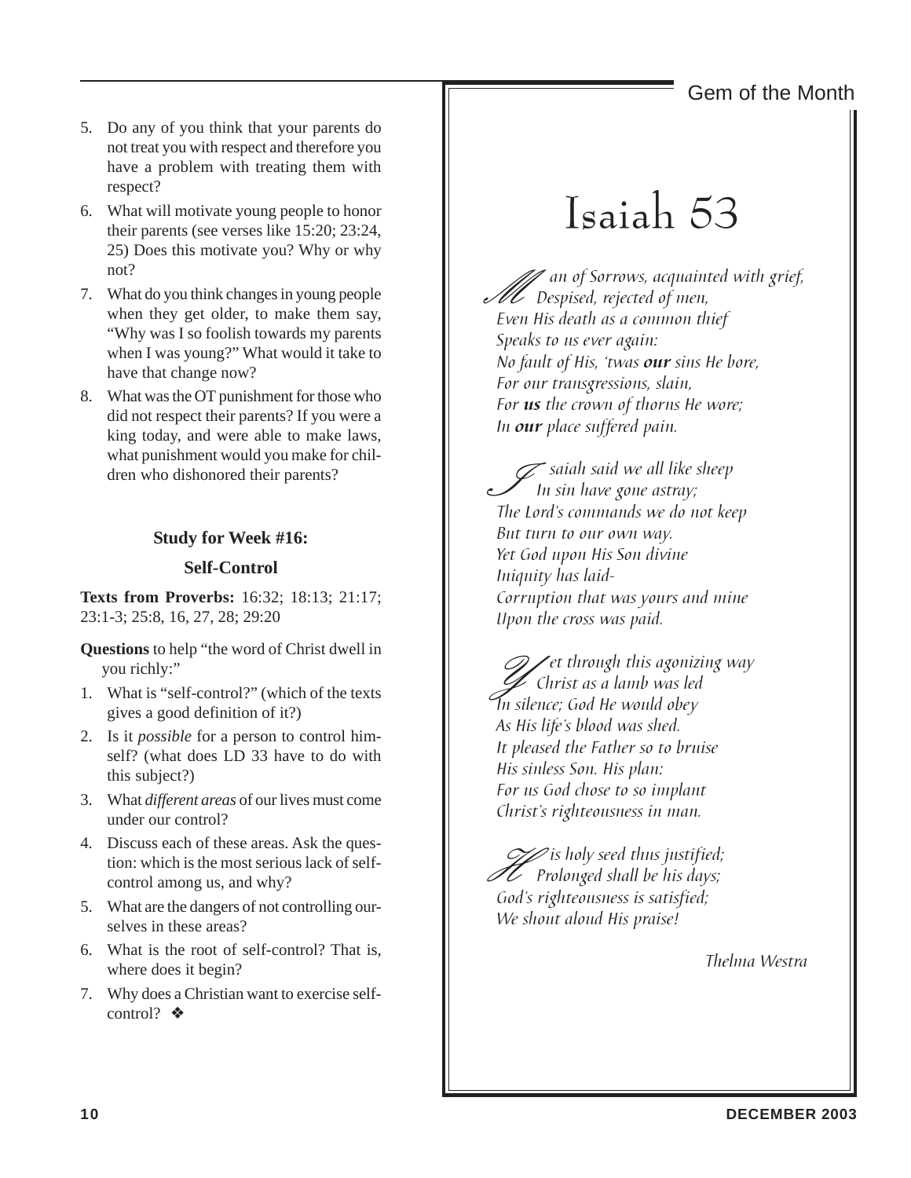5. Do any of you think that your parents do not treat you with respect and therefore you have a problem with treating them with respect?
6. What will motivate young people to honor their parents (see verses like 15:20; 23:24, 25) Does this motivate you? Why or why not?
7. What do you think changes in young people when they get older, to make them say, "Why was I so foolish towards my parents when I was young?" What would it take to have that change now?
8. What was the OT punishment for those who did not respect their parents? If you were a king today, and were able to make laws, what punishment would you make for children who dishonored their parents?

### Study for Week #16:

### Self-Control

**Texts from Proverbs:** 16:32; 18:13; 21:17; 23:1-3; 25:8, 16, 27, 28; 29:20

**Questions** to help "the word of Christ dwell in you richly:"

1. What is "self-control?" (which of the texts gives a good definition of it?)
2. Is it *possible* for a person to control himself? (what does LD 33 have to do with this subject?)
3. What *different areas* of our lives must come under our control?
4. Discuss each of these areas. Ask the question: which is the most serious lack of self-control among us, and why?
5. What are the dangers of not controlling ourselves in these areas?
6. What is the root of self-control? That is, where does it begin?
7. Why does a Christian want to exercise self-control? ❖

Gem of the Month

# Isaiah 53

*Man of Sorrows, acquainted with grief,*
*Despised, rejected of men,*
*Even His death as a common thief*
*Speaks to us ever again:*
*No fault of His, 'twas **our** sins He bore,*
*For our transgressions, slain,*
*For **us** the crown of thorns He wore;*
*In **our** place suffered pain.*

*Isaiah said we all like sheep*
*In sin have gone astray;*
*The Lord's commands we do not keep*
*But turn to our own way.*
*Yet God upon His Son divine*
*Iniquity has laid-*
*Corruption that was yours and mine*
*Upon the cross was paid.*

*Yet through this agonizing way*
*Christ as a lamb was led*
*In silence; God He would obey*
*As His life's blood was shed.*
*It pleased the Father so to bruise*
*His sinless Son. His plan:*
*For us God chose to so implant*
*Christ's righteousness in man.*

*His holy seed thus justified;*
*Prolonged shall be his days;*
*God's righteousness is satisfied;*
*We shout aloud His praise!*

*Thelma Westra*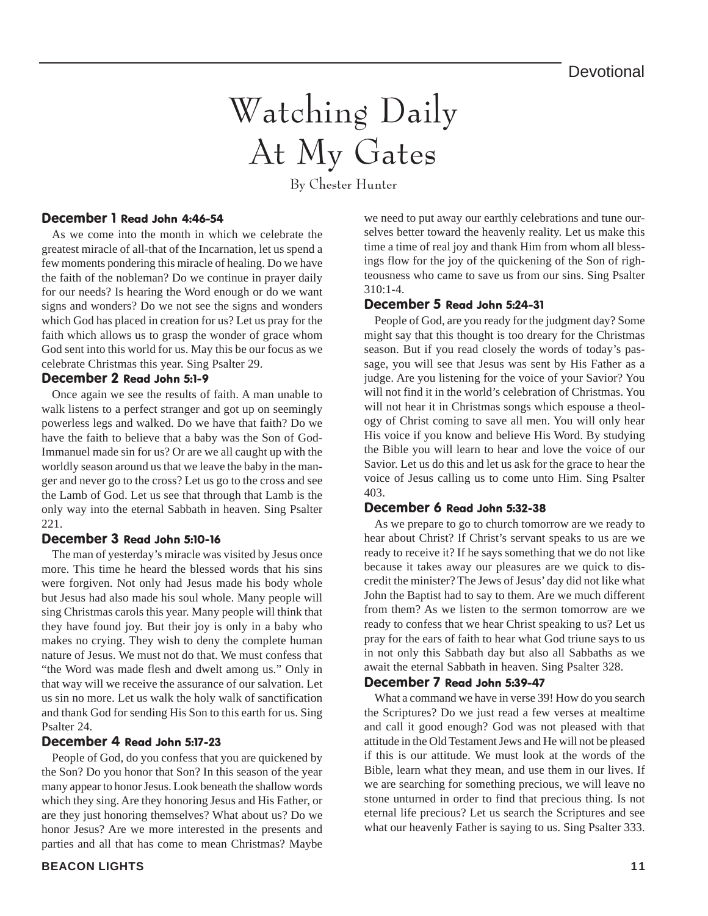# Watching Daily At My Gates

By Chester Hunter

### December 1 Read John 4:46-54

As we come into the month in which we celebrate the greatest miracle of all-that of the Incarnation, let us spend a few moments pondering this miracle of healing. Do we have the faith of the nobleman? Do we continue in prayer daily for our needs? Is hearing the Word enough or do we want signs and wonders? Do we not see the signs and wonders which God has placed in creation for us? Let us pray for the faith which allows us to grasp the wonder of grace whom God sent into this world for us. May this be our focus as we celebrate Christmas this year. Sing Psalter 29.

### December 2 Read John 5:1-9

Once again we see the results of faith. A man unable to walk listens to a perfect stranger and got up on seemingly powerless legs and walked. Do we have that faith? Do we have the faith to believe that a baby was the Son of God-Immanuel made sin for us? Or are we all caught up with the worldly season around us that we leave the baby in the manger and never go to the cross? Let us go to the cross and see the Lamb of God. Let us see that through that Lamb is the only way into the eternal Sabbath in heaven. Sing Psalter 221.

### December 3 Read John 5:10-16

The man of yesterday's miracle was visited by Jesus once more. This time he heard the blessed words that his sins were forgiven. Not only had Jesus made his body whole but Jesus had also made his soul whole. Many people will sing Christmas carols this year. Many people will think that they have found joy. But their joy is only in a baby who makes no crying. They wish to deny the complete human nature of Jesus. We must not do that. We must confess that "the Word was made flesh and dwelt among us." Only in that way will we receive the assurance of our salvation. Let us sin no more. Let us walk the holy walk of sanctification and thank God for sending His Son to this earth for us. Sing Psalter 24.

### December 4 Read John 5:17-23

People of God, do you confess that you are quickened by the Son? Do you honor that Son? In this season of the year many appear to honor Jesus. Look beneath the shallow words which they sing. Are they honoring Jesus and His Father, or are they just honoring themselves? What about us? Do we honor Jesus? Are we more interested in the presents and parties and all that has come to mean Christmas? Maybe we need to put away our earthly celebrations and tune ourselves better toward the heavenly reality. Let us make this time a time of real joy and thank Him from whom all blessings flow for the joy of the quickening of the Son of righteousness who came to save us from our sins. Sing Psalter 310:1-4.

### December 5 Read John 5:24-31

People of God, are you ready for the judgment day? Some might say that this thought is too dreary for the Christmas season. But if you read closely the words of today's passage, you will see that Jesus was sent by His Father as a judge. Are you listening for the voice of your Savior? You will not find it in the world's celebration of Christmas. You will not hear it in Christmas songs which espouse a theology of Christ coming to save all men. You will only hear His voice if you know and believe His Word. By studying the Bible you will learn to hear and love the voice of our Savior. Let us do this and let us ask for the grace to hear the voice of Jesus calling us to come unto Him. Sing Psalter 403.

### December 6 Read John 5:32-38

As we prepare to go to church tomorrow are we ready to hear about Christ? If Christ's servant speaks to us are we ready to receive it? If he says something that we do not like because it takes away our pleasures are we quick to discredit the minister? The Jews of Jesus' day did not like what John the Baptist had to say to them. Are we much different from them? As we listen to the sermon tomorrow are we ready to confess that we hear Christ speaking to us? Let us pray for the ears of faith to hear what God triune says to us in not only this Sabbath day but also all Sabbaths as we await the eternal Sabbath in heaven. Sing Psalter 328.

### December 7 Read John 5:39-47

What a command we have in verse 39! How do you search the Scriptures? Do we just read a few verses at mealtime and call it good enough? God was not pleased with that attitude in the Old Testament Jews and He will not be pleased if this is our attitude. We must look at the words of the Bible, learn what they mean, and use them in our lives. If we are searching for something precious, we will leave no stone unturned in order to find that precious thing. Is not eternal life precious? Let us search the Scriptures and see what our heavenly Father is saying to us. Sing Psalter 333.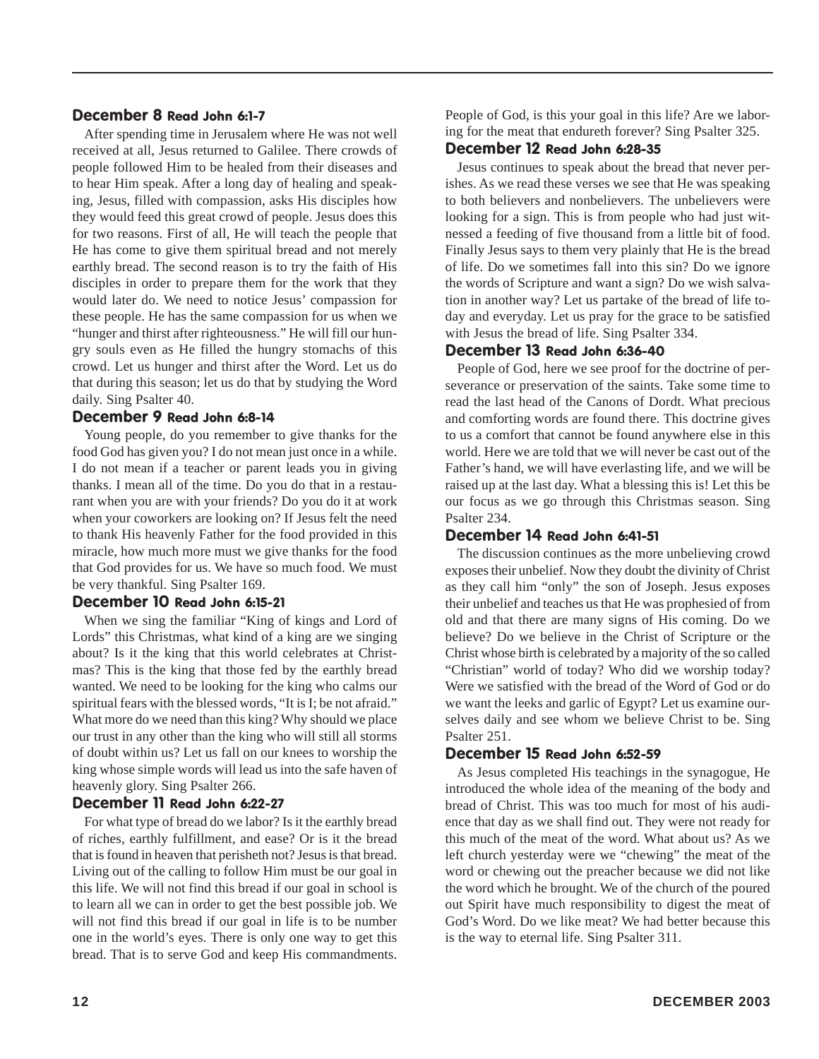### December 8 Read John 6:1-7

After spending time in Jerusalem where He was not well received at all, Jesus returned to Galilee. There crowds of people followed Him to be healed from their diseases and to hear Him speak. After a long day of healing and speaking, Jesus, filled with compassion, asks His disciples how they would feed this great crowd of people. Jesus does this for two reasons. First of all, He will teach the people that He has come to give them spiritual bread and not merely earthly bread. The second reason is to try the faith of His disciples in order to prepare them for the work that they would later do. We need to notice Jesus' compassion for these people. He has the same compassion for us when we "hunger and thirst after righteousness." He will fill our hungry souls even as He filled the hungry stomachs of this crowd. Let us hunger and thirst after the Word. Let us do that during this season; let us do that by studying the Word daily. Sing Psalter 40.

### December 9 Read John 6:8-14

Young people, do you remember to give thanks for the food God has given you? I do not mean just once in a while. I do not mean if a teacher or parent leads you in giving thanks. I mean all of the time. Do you do that in a restaurant when you are with your friends? Do you do it at work when your coworkers are looking on? If Jesus felt the need to thank His heavenly Father for the food provided in this miracle, how much more must we give thanks for the food that God provides for us. We have so much food. We must be very thankful. Sing Psalter 169.

### December 10 Read John 6:15-21

When we sing the familiar "King of kings and Lord of Lords" this Christmas, what kind of a king are we singing about? Is it the king that this world celebrates at Christmas? This is the king that those fed by the earthly bread wanted. We need to be looking for the king who calms our spiritual fears with the blessed words, "It is I; be not afraid." What more do we need than this king? Why should we place our trust in any other than the king who will still all storms of doubt within us? Let us fall on our knees to worship the king whose simple words will lead us into the safe haven of heavenly glory. Sing Psalter 266.

### December 11 Read John 6:22-27

For what type of bread do we labor? Is it the earthly bread of riches, earthly fulfillment, and ease? Or is it the bread that is found in heaven that perisheth not? Jesus is that bread. Living out of the calling to follow Him must be our goal in this life. We will not find this bread if our goal in school is to learn all we can in order to get the best possible job. We will not find this bread if our goal in life is to be number one in the world's eyes. There is only one way to get this bread. That is to serve God and keep His commandments. People of God, is this your goal in this life? Are we laboring for the meat that endureth forever? Sing Psalter 325.

### December 12 Read John 6:28-35

Jesus continues to speak about the bread that never perishes. As we read these verses we see that He was speaking to both believers and nonbelievers. The unbelievers were looking for a sign. This is from people who had just witnessed a feeding of five thousand from a little bit of food. Finally Jesus says to them very plainly that He is the bread of life. Do we sometimes fall into this sin? Do we ignore the words of Scripture and want a sign? Do we wish salvation in another way? Let us partake of the bread of life today and everyday. Let us pray for the grace to be satisfied with Jesus the bread of life. Sing Psalter 334.

### December 13 Read John 6:36-40

People of God, here we see proof for the doctrine of perseverance or preservation of the saints. Take some time to read the last head of the Canons of Dordt. What precious and comforting words are found there. This doctrine gives to us a comfort that cannot be found anywhere else in this world. Here we are told that we will never be cast out of the Father's hand, we will have everlasting life, and we will be raised up at the last day. What a blessing this is! Let this be our focus as we go through this Christmas season. Sing Psalter 234.

### December 14 Read John 6:41-51

The discussion continues as the more unbelieving crowd exposes their unbelief. Now they doubt the divinity of Christ as they call him "only" the son of Joseph. Jesus exposes their unbelief and teaches us that He was prophesied of from old and that there are many signs of His coming. Do we believe? Do we believe in the Christ of Scripture or the Christ whose birth is celebrated by a majority of the so called "Christian" world of today? Who did we worship today? Were we satisfied with the bread of the Word of God or do we want the leeks and garlic of Egypt? Let us examine ourselves daily and see whom we believe Christ to be. Sing Psalter 251.

### December 15 Read John 6:52-59

As Jesus completed His teachings in the synagogue, He introduced the whole idea of the meaning of the body and bread of Christ. This was too much for most of his audience that day as we shall find out. They were not ready for this much of the meat of the word. What about us? As we left church yesterday were we "chewing" the meat of the word or chewing out the preacher because we did not like the word which he brought. We of the church of the poured out Spirit have much responsibility to digest the meat of God's Word. Do we like meat? We had better because this is the way to eternal life. Sing Psalter 311.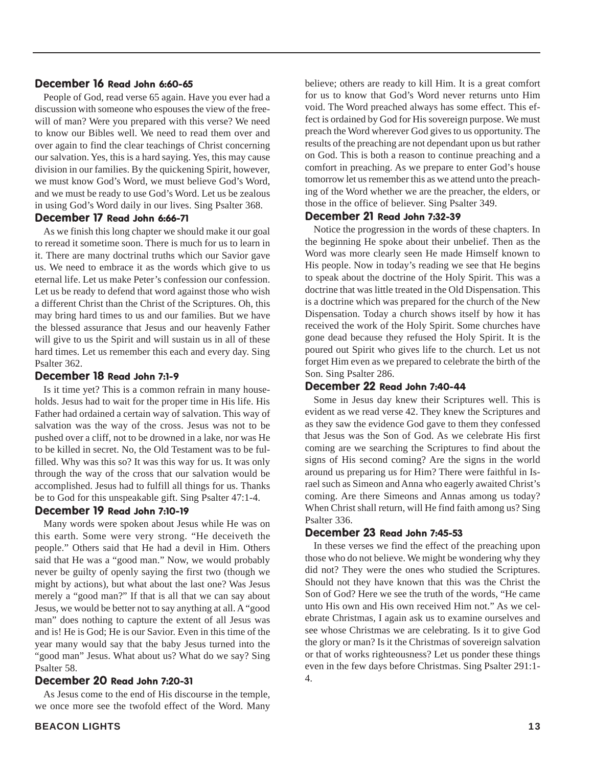### December 16 Read John 6:60-65

People of God, read verse 65 again. Have you ever had a discussion with someone who espouses the view of the free-will of man? Were you prepared with this verse? We need to know our Bibles well. We need to read them over and over again to find the clear teachings of Christ concerning our salvation. Yes, this is a hard saying. Yes, this may cause division in our families. By the quickening Spirit, however, we must know God's Word, we must believe God's Word, and we must be ready to use God's Word. Let us be zealous in using God's Word daily in our lives. Sing Psalter 368.

### December 17 Read John 6:66-71

As we finish this long chapter we should make it our goal to reread it sometime soon. There is much for us to learn in it. There are many doctrinal truths which our Savior gave us. We need to embrace it as the words which give to us eternal life. Let us make Peter's confession our confession. Let us be ready to defend that word against those who wish a different Christ than the Christ of the Scriptures. Oh, this may bring hard times to us and our families. But we have the blessed assurance that Jesus and our heavenly Father will give to us the Spirit and will sustain us in all of these hard times. Let us remember this each and every day. Sing Psalter 362.

### December 18 Read John 7:1-9

Is it time yet? This is a common refrain in many households. Jesus had to wait for the proper time in His life. His Father had ordained a certain way of salvation. This way of salvation was the way of the cross. Jesus was not to be pushed over a cliff, not to be drowned in a lake, nor was He to be killed in secret. No, the Old Testament was to be fulfilled. Why was this so? It was this way for us. It was only through the way of the cross that our salvation would be accomplished. Jesus had to fulfill all things for us. Thanks be to God for this unspeakable gift. Sing Psalter 47:1-4.

### December 19 Read John 7:10-19

Many words were spoken about Jesus while He was on this earth. Some were very strong. "He deceiveth the people." Others said that He had a devil in Him. Others said that He was a "good man." Now, we would probably never be guilty of openly saying the first two (though we might by actions), but what about the last one? Was Jesus merely a "good man?" If that is all that we can say about Jesus, we would be better not to say anything at all. A "good man" does nothing to capture the extent of all Jesus was and is! He is God; He is our Savior. Even in this time of the year many would say that the baby Jesus turned into the "good man" Jesus. What about us? What do we say? Sing Psalter 58.

### December 20 Read John 7:20-31

As Jesus come to the end of His discourse in the temple, we once more see the twofold effect of the Word. Many believe; others are ready to kill Him. It is a great comfort for us to know that God's Word never returns unto Him void. The Word preached always has some effect. This effect is ordained by God for His sovereign purpose. We must preach the Word wherever God gives to us opportunity. The results of the preaching are not dependant upon us but rather on God. This is both a reason to continue preaching and a comfort in preaching. As we prepare to enter God's house tomorrow let us remember this as we attend unto the preaching of the Word whether we are the preacher, the elders, or those in the office of believer. Sing Psalter 349.

### December 21 Read John 7:32-39

Notice the progression in the words of these chapters. In the beginning He spoke about their unbelief. Then as the Word was more clearly seen He made Himself known to His people. Now in today's reading we see that He begins to speak about the doctrine of the Holy Spirit. This was a doctrine that was little treated in the Old Dispensation. This is a doctrine which was prepared for the church of the New Dispensation. Today a church shows itself by how it has received the work of the Holy Spirit. Some churches have gone dead because they refused the Holy Spirit. It is the poured out Spirit who gives life to the church. Let us not forget Him even as we prepared to celebrate the birth of the Son. Sing Psalter 286.

### December 22 Read John 7:40-44

Some in Jesus day knew their Scriptures well. This is evident as we read verse 42. They knew the Scriptures and as they saw the evidence God gave to them they confessed that Jesus was the Son of God. As we celebrate His first coming are we searching the Scriptures to find about the signs of His second coming? Are the signs in the world around us preparing us for Him? There were faithful in Israel such as Simeon and Anna who eagerly awaited Christ's coming. Are there Simeons and Annas among us today? When Christ shall return, will He find faith among us? Sing Psalter 336.

### December 23 Read John 7:45-53

In these verses we find the effect of the preaching upon those who do not believe. We might be wondering why they did not? They were the ones who studied the Scriptures. Should not they have known that this was the Christ the Son of God? Here we see the truth of the words, "He came unto His own and His own received Him not." As we celebrate Christmas, I again ask us to examine ourselves and see whose Christmas we are celebrating. Is it to give God the glory or man? Is it the Christmas of sovereign salvation or that of works righteousness? Let us ponder these things even in the few days before Christmas. Sing Psalter 291:1-4.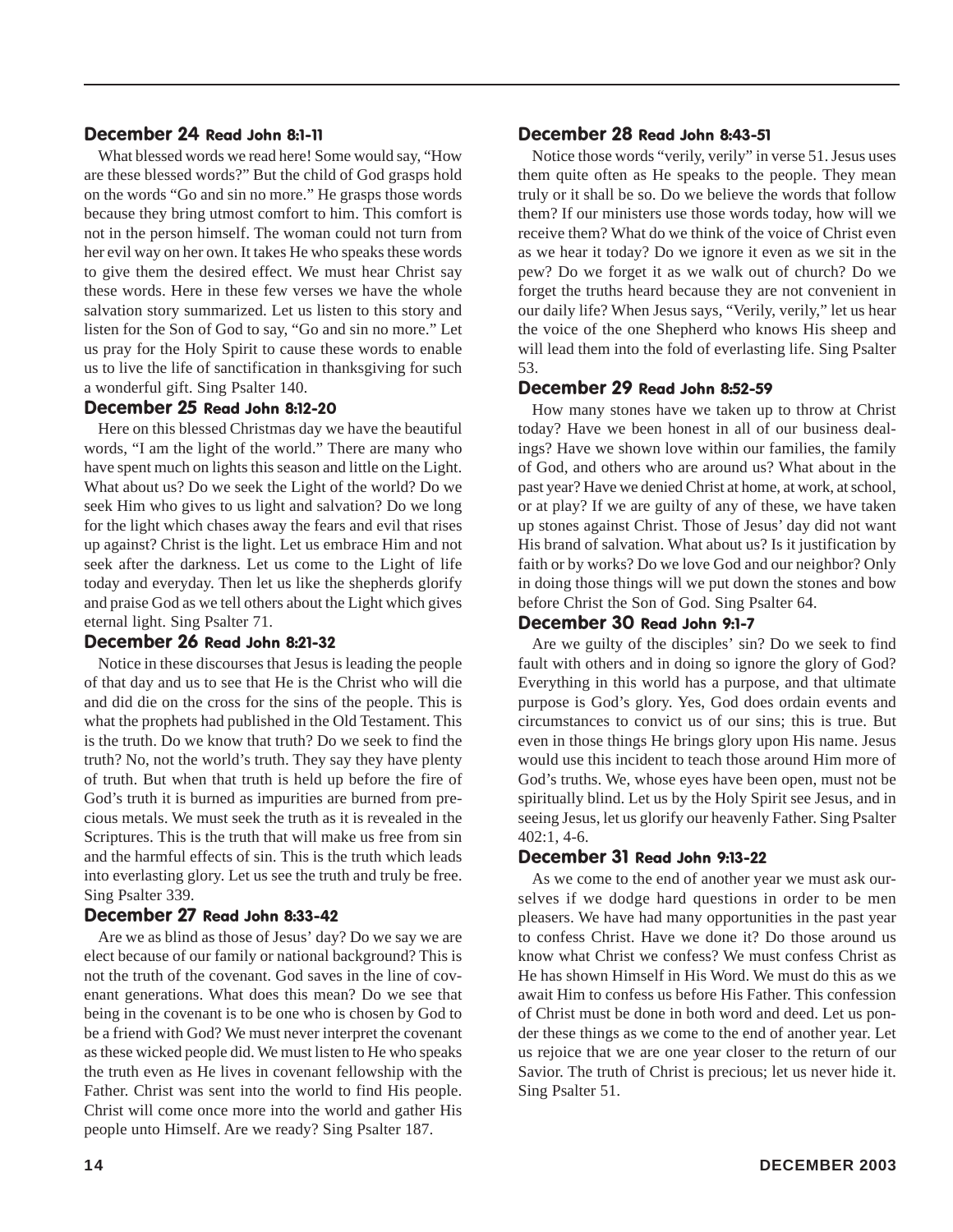### December 24 Read John 8:1-11

What blessed words we read here! Some would say, "How are these blessed words?" But the child of God grasps hold on the words "Go and sin no more." He grasps those words because they bring utmost comfort to him. This comfort is not in the person himself. The woman could not turn from her evil way on her own. It takes He who speaks these words to give them the desired effect. We must hear Christ say these words. Here in these few verses we have the whole salvation story summarized. Let us listen to this story and listen for the Son of God to say, "Go and sin no more." Let us pray for the Holy Spirit to cause these words to enable us to live the life of sanctification in thanksgiving for such a wonderful gift. Sing Psalter 140.

### December 25 Read John 8:12-20

Here on this blessed Christmas day we have the beautiful words, "I am the light of the world." There are many who have spent much on lights this season and little on the Light. What about us? Do we seek the Light of the world? Do we seek Him who gives to us light and salvation? Do we long for the light which chases away the fears and evil that rises up against? Christ is the light. Let us embrace Him and not seek after the darkness. Let us come to the Light of life today and everyday. Then let us like the shepherds glorify and praise God as we tell others about the Light which gives eternal light. Sing Psalter 71.

### December 26 Read John 8:21-32

Notice in these discourses that Jesus is leading the people of that day and us to see that He is the Christ who will die and did die on the cross for the sins of the people. This is what the prophets had published in the Old Testament. This is the truth. Do we know that truth? Do we seek to find the truth? No, not the world's truth. They say they have plenty of truth. But when that truth is held up before the fire of God's truth it is burned as impurities are burned from precious metals. We must seek the truth as it is revealed in the Scriptures. This is the truth that will make us free from sin and the harmful effects of sin. This is the truth which leads into everlasting glory. Let us see the truth and truly be free. Sing Psalter 339.

### December 27 Read John 8:33-42

Are we as blind as those of Jesus' day? Do we say we are elect because of our family or national background? This is not the truth of the covenant. God saves in the line of covenant generations. What does this mean? Do we see that being in the covenant is to be one who is chosen by God to be a friend with God? We must never interpret the covenant as these wicked people did. We must listen to He who speaks the truth even as He lives in covenant fellowship with the Father. Christ was sent into the world to find His people. Christ will come once more into the world and gather His people unto Himself. Are we ready? Sing Psalter 187.

### December 28 Read John 8:43-51

Notice those words "verily, verily" in verse 51. Jesus uses them quite often as He speaks to the people. They mean truly or it shall be so. Do we believe the words that follow them? If our ministers use those words today, how will we receive them? What do we think of the voice of Christ even as we hear it today? Do we ignore it even as we sit in the pew? Do we forget it as we walk out of church? Do we forget the truths heard because they are not convenient in our daily life? When Jesus says, "Verily, verily," let us hear the voice of the one Shepherd who knows His sheep and will lead them into the fold of everlasting life. Sing Psalter 53.

### December 29 Read John 8:52-59

How many stones have we taken up to throw at Christ today? Have we been honest in all of our business dealings? Have we shown love within our families, the family of God, and others who are around us? What about in the past year? Have we denied Christ at home, at work, at school, or at play? If we are guilty of any of these, we have taken up stones against Christ. Those of Jesus' day did not want His brand of salvation. What about us? Is it justification by faith or by works? Do we love God and our neighbor? Only in doing those things will we put down the stones and bow before Christ the Son of God. Sing Psalter 64.

### December 30 Read John 9:1-7

Are we guilty of the disciples' sin? Do we seek to find fault with others and in doing so ignore the glory of God? Everything in this world has a purpose, and that ultimate purpose is God's glory. Yes, God does ordain events and circumstances to convict us of our sins; this is true. But even in those things He brings glory upon His name. Jesus would use this incident to teach those around Him more of God's truths. We, whose eyes have been open, must not be spiritually blind. Let us by the Holy Spirit see Jesus, and in seeing Jesus, let us glorify our heavenly Father. Sing Psalter 402:1, 4-6.

### December 31 Read John 9:13-22

As we come to the end of another year we must ask ourselves if we dodge hard questions in order to be men pleasers. We have had many opportunities in the past year to confess Christ. Have we done it? Do those around us know what Christ we confess? We must confess Christ as He has shown Himself in His Word. We must do this as we await Him to confess us before His Father. This confession of Christ must be done in both word and deed. Let us ponder these things as we come to the end of another year. Let us rejoice that we are one year closer to the return of our Savior. The truth of Christ is precious; let us never hide it. Sing Psalter 51.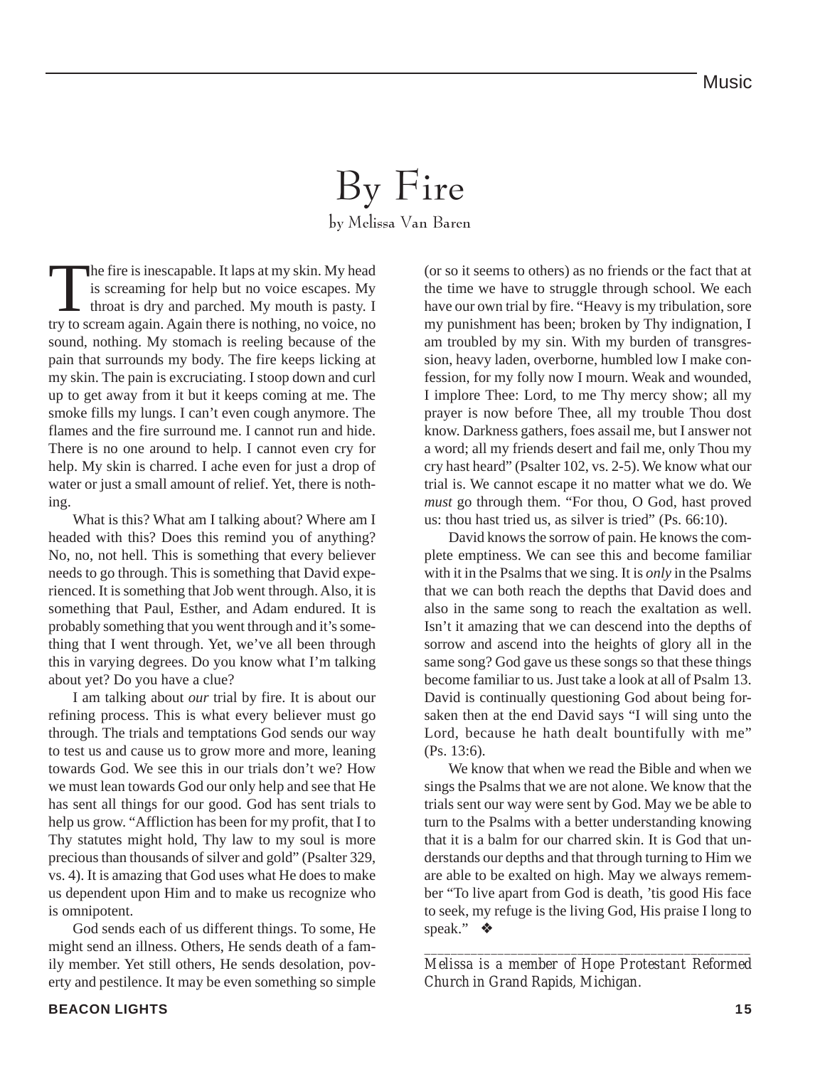# By Fire

by Melissa Van Baren

The fire is inescapable. It laps at my skin. My head is screaming for help but no voice escapes. My throat is dry and parched. My mouth is pasty. I try to scream again. Again there is nothing, no voice, no sound, nothing. My stomach is reeling because of the pain that surrounds my body. The fire keeps licking at my skin. The pain is excruciating. I stoop down and curl up to get away from it but it keeps coming at me. The smoke fills my lungs. I can't even cough anymore. The flames and the fire surround me. I cannot run and hide. There is no one around to help. I cannot even cry for help. My skin is charred. I ache even for just a drop of water or just a small amount of relief. Yet, there is nothing.

What is this? What am I talking about? Where am I headed with this? Does this remind you of anything? No, no, not hell. This is something that every believer needs to go through. This is something that David experienced. It is something that Job went through. Also, it is something that Paul, Esther, and Adam endured. It is probably something that you went through and it's something that I went through. Yet, we've all been through this in varying degrees. Do you know what I'm talking about yet? Do you have a clue?

I am talking about *our* trial by fire. It is about our refining process. This is what every believer must go through. The trials and temptations God sends our way to test us and cause us to grow more and more, leaning towards God. We see this in our trials don't we? How we must lean towards God our only help and see that He has sent all things for our good. God has sent trials to help us grow. "Affliction has been for my profit, that I to Thy statutes might hold, Thy law to my soul is more precious than thousands of silver and gold" (Psalter 329, vs. 4). It is amazing that God uses what He does to make us dependent upon Him and to make us recognize who is omnipotent.

God sends each of us different things. To some, He might send an illness. Others, He sends death of a family member. Yet still others, He sends desolation, poverty and pestilence. It may be even something so simple (or so it seems to others) as no friends or the fact that at the time we have to struggle through school. We each have our own trial by fire. "Heavy is my tribulation, sore my punishment has been; broken by Thy indignation, I am troubled by my sin. With my burden of transgression, heavy laden, overborne, humbled low I make confession, for my folly now I mourn. Weak and wounded, I implore Thee: Lord, to me Thy mercy show; all my prayer is now before Thee, all my trouble Thou dost know. Darkness gathers, foes assail me, but I answer not a word; all my friends desert and fail me, only Thou my cry hast heard" (Psalter 102, vs. 2-5). We know what our trial is. We cannot escape it no matter what we do. We *must* go through them. "For thou, O God, hast proved us: thou hast tried us, as silver is tried" (Ps. 66:10).

David knows the sorrow of pain. He knows the complete emptiness. We can see this and become familiar with it in the Psalms that we sing. It is *only* in the Psalms that we can both reach the depths that David does and also in the same song to reach the exaltation as well. Isn't it amazing that we can descend into the depths of sorrow and ascend into the heights of glory all in the same song? God gave us these songs so that these things become familiar to us. Just take a look at all of Psalm 13. David is continually questioning God about being forsaken then at the end David says "I will sing unto the Lord, because he hath dealt bountifully with me" (Ps. 13:6).

We know that when we read the Bible and when we sings the Psalms that we are not alone. We know that the trials sent our way were sent by God. May we be able to turn to the Psalms with a better understanding knowing that it is a balm for our charred skin. It is God that understands our depths and that through turning to Him we are able to be exalted on high. May we always remember "To live apart from God is death, 'tis good His face to seek, my refuge is the living God, His praise I long to speak." ❖

---

*Melissa is a member of Hope Protestant Reformed Church in Grand Rapids, Michigan.*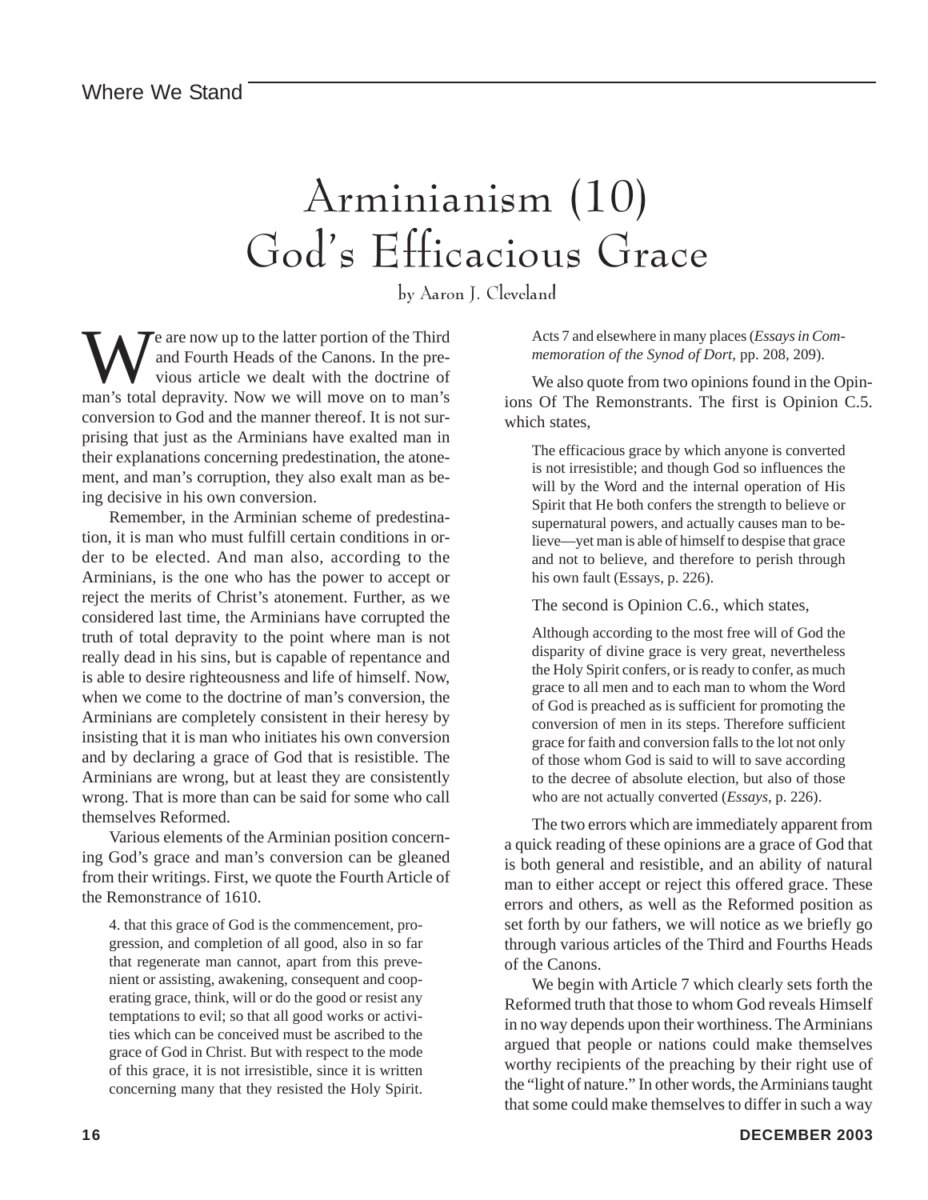# Arminianism (10)
## God's Efficacious Grace

by Aaron J. Cleveland

We are now up to the latter portion of the Third and Fourth Heads of the Canons. In the previous article we dealt with the doctrine of man's total depravity. Now we will move on to man's conversion to God and the manner thereof. It is not surprising that just as the Arminians have exalted man in their explanations concerning predestination, the atonement, and man's corruption, they also exalt man as being decisive in his own conversion.

Remember, in the Arminian scheme of predestination, it is man who must fulfill certain conditions in order to be elected. And man also, according to the Arminians, is the one who has the power to accept or reject the merits of Christ's atonement. Further, as we considered last time, the Arminians have corrupted the truth of total depravity to the point where man is not really dead in his sins, but is capable of repentance and is able to desire righteousness and life of himself. Now, when we come to the doctrine of man's conversion, the Arminians are completely consistent in their heresy by insisting that it is man who initiates his own conversion and by declaring a grace of God that is resistible. The Arminians are wrong, but at least they are consistently wrong. That is more than can be said for some who call themselves Reformed.

Various elements of the Arminian position concerning God's grace and man's conversion can be gleaned from their writings. First, we quote the Fourth Article of the Remonstrance of 1610.

> 4. that this grace of God is the commencement, progression, and completion of all good, also in so far that regenerate man cannot, apart from this prevenient or assisting, awakening, consequent and cooperating grace, think, will or do the good or resist any temptations to evil; so that all good works or activities which can be conceived must be ascribed to the grace of God in Christ. But with respect to the mode of this grace, it is not irresistible, since it is written concerning many that they resisted the Holy Spirit. Acts 7 and elsewhere in many places (*Essays in Commemoration of the Synod of Dort*, pp. 208, 209).

We also quote from two opinions found in the Opinions Of The Remonstrants. The first is Opinion C.5. which states,

> The efficacious grace by which anyone is converted is not irresistible; and though God so influences the will by the Word and the internal operation of His Spirit that He both confers the strength to believe or supernatural powers, and actually causes man to believe—yet man is able of himself to despise that grace and not to believe, and therefore to perish through his own fault (Essays, p. 226).

The second is Opinion C.6., which states,

> Although according to the most free will of God the disparity of divine grace is very great, nevertheless the Holy Spirit confers, or is ready to confer, as much grace to all men and to each man to whom the Word of God is preached as is sufficient for promoting the conversion of men in its steps. Therefore sufficient grace for faith and conversion falls to the lot not only of those whom God is said to will to save according to the decree of absolute election, but also of those who are not actually converted (*Essays*, p. 226).

The two errors which are immediately apparent from a quick reading of these opinions are a grace of God that is both general and resistible, and an ability of natural man to either accept or reject this offered grace. These errors and others, as well as the Reformed position as set forth by our fathers, we will notice as we briefly go through various articles of the Third and Fourths Heads of the Canons.

We begin with Article 7 which clearly sets forth the Reformed truth that those to whom God reveals Himself in no way depends upon their worthiness. The Arminians argued that people or nations could make themselves worthy recipients of the preaching by their right use of the "light of nature." In other words, the Arminians taught that some could make themselves to differ in such a way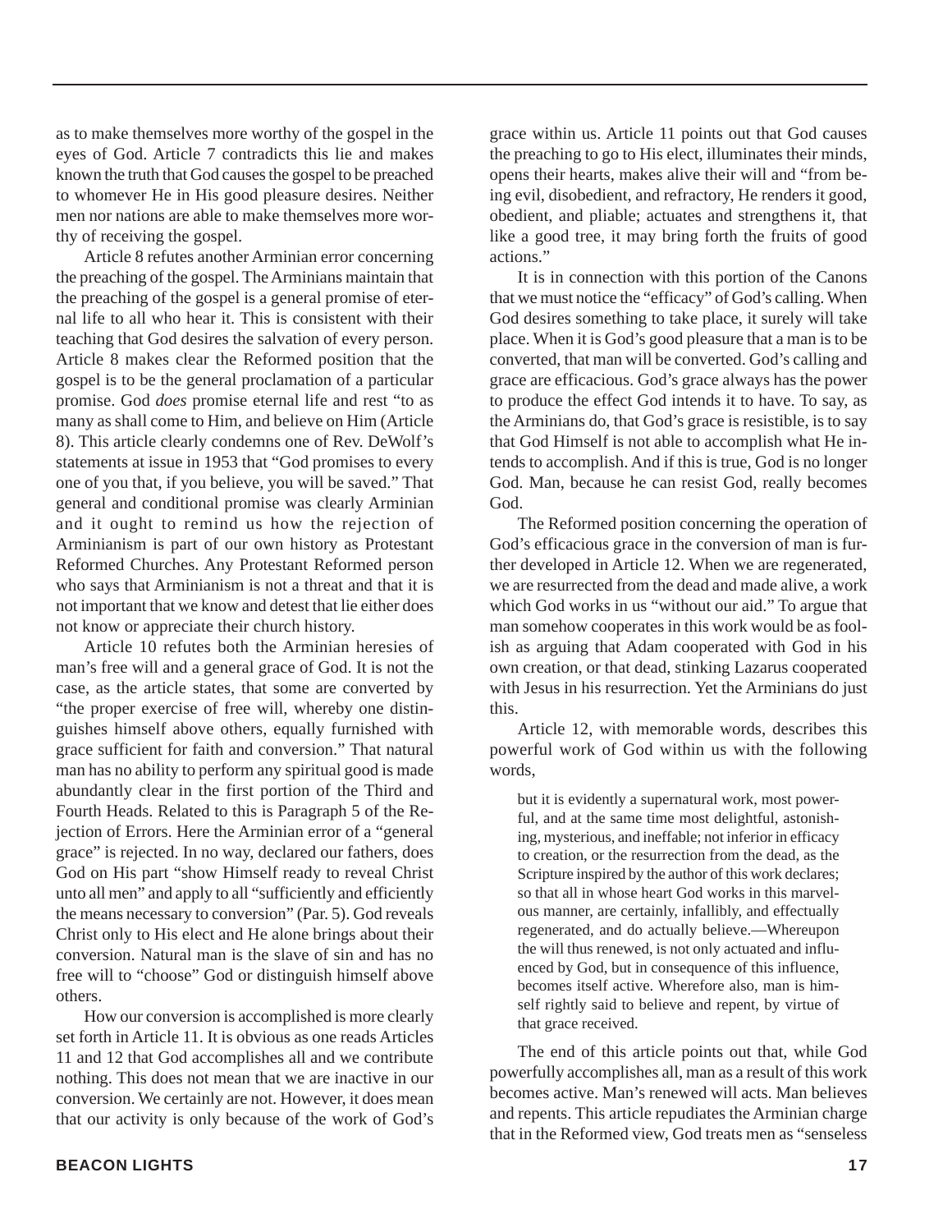as to make themselves more worthy of the gospel in the eyes of God. Article 7 contradicts this lie and makes known the truth that God causes the gospel to be preached to whomever He in His good pleasure desires. Neither men nor nations are able to make themselves more worthy of receiving the gospel.

Article 8 refutes another Arminian error concerning the preaching of the gospel. The Arminians maintain that the preaching of the gospel is a general promise of eternal life to all who hear it. This is consistent with their teaching that God desires the salvation of every person. Article 8 makes clear the Reformed position that the gospel is to be the general proclamation of a particular promise. God *does* promise eternal life and rest "to as many as shall come to Him, and believe on Him (Article 8). This article clearly condemns one of Rev. DeWolf's statements at issue in 1953 that "God promises to every one of you that, if you believe, you will be saved." That general and conditional promise was clearly Arminian and it ought to remind us how the rejection of Arminianism is part of our own history as Protestant Reformed Churches. Any Protestant Reformed person who says that Arminianism is not a threat and that it is not important that we know and detest that lie either does not know or appreciate their church history.

Article 10 refutes both the Arminian heresies of man's free will and a general grace of God. It is not the case, as the article states, that some are converted by "the proper exercise of free will, whereby one distinguishes himself above others, equally furnished with grace sufficient for faith and conversion." That natural man has no ability to perform any spiritual good is made abundantly clear in the first portion of the Third and Fourth Heads. Related to this is Paragraph 5 of the Rejection of Errors. Here the Arminian error of a "general grace" is rejected. In no way, declared our fathers, does God on His part "show Himself ready to reveal Christ unto all men" and apply to all "sufficiently and efficiently the means necessary to conversion" (Par. 5). God reveals Christ only to His elect and He alone brings about their conversion. Natural man is the slave of sin and has no free will to "choose" God or distinguish himself above others.

How our conversion is accomplished is more clearly set forth in Article 11. It is obvious as one reads Articles 11 and 12 that God accomplishes all and we contribute nothing. This does not mean that we are inactive in our conversion. We certainly are not. However, it does mean that our activity is only because of the work of God's grace within us. Article 11 points out that God causes the preaching to go to His elect, illuminates their minds, opens their hearts, makes alive their will and "from being evil, disobedient, and refractory, He renders it good, obedient, and pliable; actuates and strengthens it, that like a good tree, it may bring forth the fruits of good actions."

It is in connection with this portion of the Canons that we must notice the "efficacy" of God's calling. When God desires something to take place, it surely will take place. When it is God's good pleasure that a man is to be converted, that man will be converted. God's calling and grace are efficacious. God's grace always has the power to produce the effect God intends it to have. To say, as the Arminians do, that God's grace is resistible, is to say that God Himself is not able to accomplish what He intends to accomplish. And if this is true, God is no longer God. Man, because he can resist God, really becomes God.

The Reformed position concerning the operation of God's efficacious grace in the conversion of man is further developed in Article 12. When we are regenerated, we are resurrected from the dead and made alive, a work which God works in us "without our aid." To argue that man somehow cooperates in this work would be as foolish as arguing that Adam cooperated with God in his own creation, or that dead, stinking Lazarus cooperated with Jesus in his resurrection. Yet the Arminians do just this.

Article 12, with memorable words, describes this powerful work of God within us with the following words,

> but it is evidently a supernatural work, most powerful, and at the same time most delightful, astonishing, mysterious, and ineffable; not inferior in efficacy to creation, or the resurrection from the dead, as the Scripture inspired by the author of this work declares; so that all in whose heart God works in this marvelous manner, are certainly, infallibly, and effectually regenerated, and do actually believe.—Whereupon the will thus renewed, is not only actuated and influenced by God, but in consequence of this influence, becomes itself active. Wherefore also, man is himself rightly said to believe and repent, by virtue of that grace received.

The end of this article points out that, while God powerfully accomplishes all, man as a result of this work becomes active. Man's renewed will acts. Man believes and repents. This article repudiates the Arminian charge that in the Reformed view, God treats men as "senseless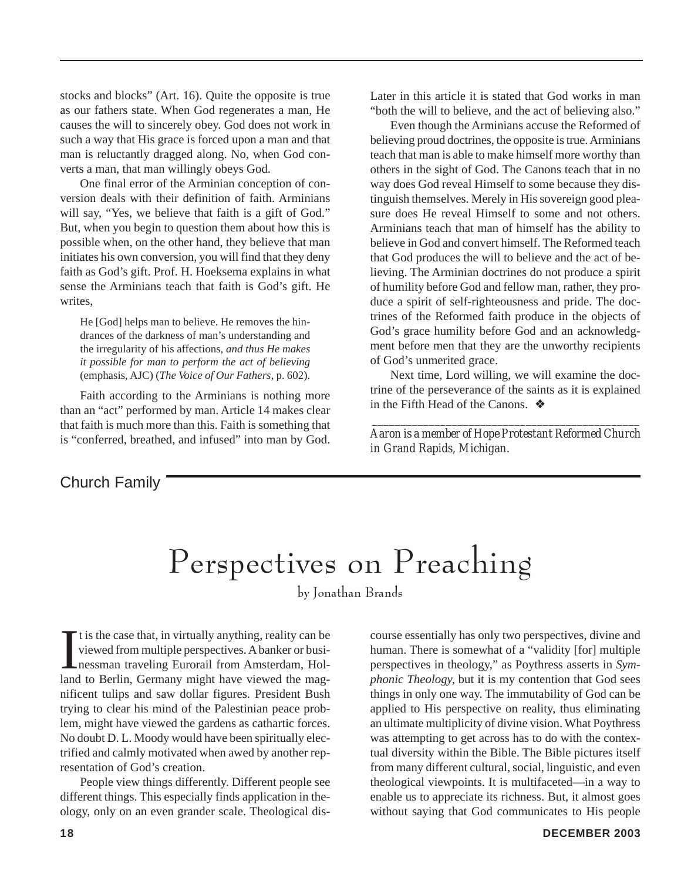stocks and blocks" (Art. 16). Quite the opposite is true as our fathers state. When God regenerates a man, He causes the will to sincerely obey. God does not work in such a way that His grace is forced upon a man and that man is reluctantly dragged along. No, when God converts a man, that man willingly obeys God.

One final error of the Arminian conception of conversion deals with their definition of faith. Arminians will say, "Yes, we believe that faith is a gift of God." But, when you begin to question them about how this is possible when, on the other hand, they believe that man initiates his own conversion, you will find that they deny faith as God's gift. Prof. H. Hoeksema explains in what sense the Arminians teach that faith is God's gift. He writes,

> He [God] helps man to believe. He removes the hindrances of the darkness of man's understanding and the irregularity of his affections, *and thus He makes it possible for man to perform the act of believing* (emphasis, AJC) (*The Voice of Our Fathers*, p. 602).

Faith according to the Arminians is nothing more than an "act" performed by man. Article 14 makes clear that faith is much more than this. Faith is something that is "conferred, breathed, and infused" into man by God. Later in this article it is stated that God works in man "both the will to believe, and the act of believing also."

Even though the Arminians accuse the Reformed of believing proud doctrines, the opposite is true. Arminians teach that man is able to make himself more worthy than others in the sight of God. The Canons teach that in no way does God reveal Himself to some because they distinguish themselves. Merely in His sovereign good pleasure does He reveal Himself to some and not others. Arminians teach that man of himself has the ability to believe in God and convert himself. The Reformed teach that God produces the will to believe and the act of believing. The Arminian doctrines do not produce a spirit of humility before God and fellow man, rather, they produce a spirit of self-righteousness and pride. The doctrines of the Reformed faith produce in the objects of God's grace humility before God and an acknowledgment before men that they are the unworthy recipients of God's unmerited grace.

Next time, Lord willing, we will examine the doctrine of the perseverance of the saints as it is explained in the Fifth Head of the Canons. ❖

---

*Aaron is a member of Hope Protestant Reformed Church in Grand Rapids, Michigan.*

Church Family

# Perspectives on Preaching

by Jonathan Brands

It is the case that, in virtually anything, reality can be viewed from multiple perspectives. A banker or businessman traveling Eurorail from Amsterdam, Holland to Berlin, Germany might have viewed the magnificent tulips and saw dollar figures. President Bush trying to clear his mind of the Palestinian peace problem, might have viewed the gardens as cathartic forces. No doubt D. L. Moody would have been spiritually electrified and calmly motivated when awed by another representation of God's creation.

People view things differently. Different people see different things. This especially finds application in theology, only on an even grander scale. Theological discourse essentially has only two perspectives, divine and human. There is somewhat of a "validity [for] multiple perspectives in theology," as Poythress asserts in *Symphonic Theology*, but it is my contention that God sees things in only one way. The immutability of God can be applied to His perspective on reality, thus eliminating an ultimate multiplicity of divine vision. What Poythress was attempting to get across has to do with the contextual diversity within the Bible. The Bible pictures itself from many different cultural, social, linguistic, and even theological viewpoints. It is multifaceted—in a way to enable us to appreciate its richness. But, it almost goes without saying that God communicates to His people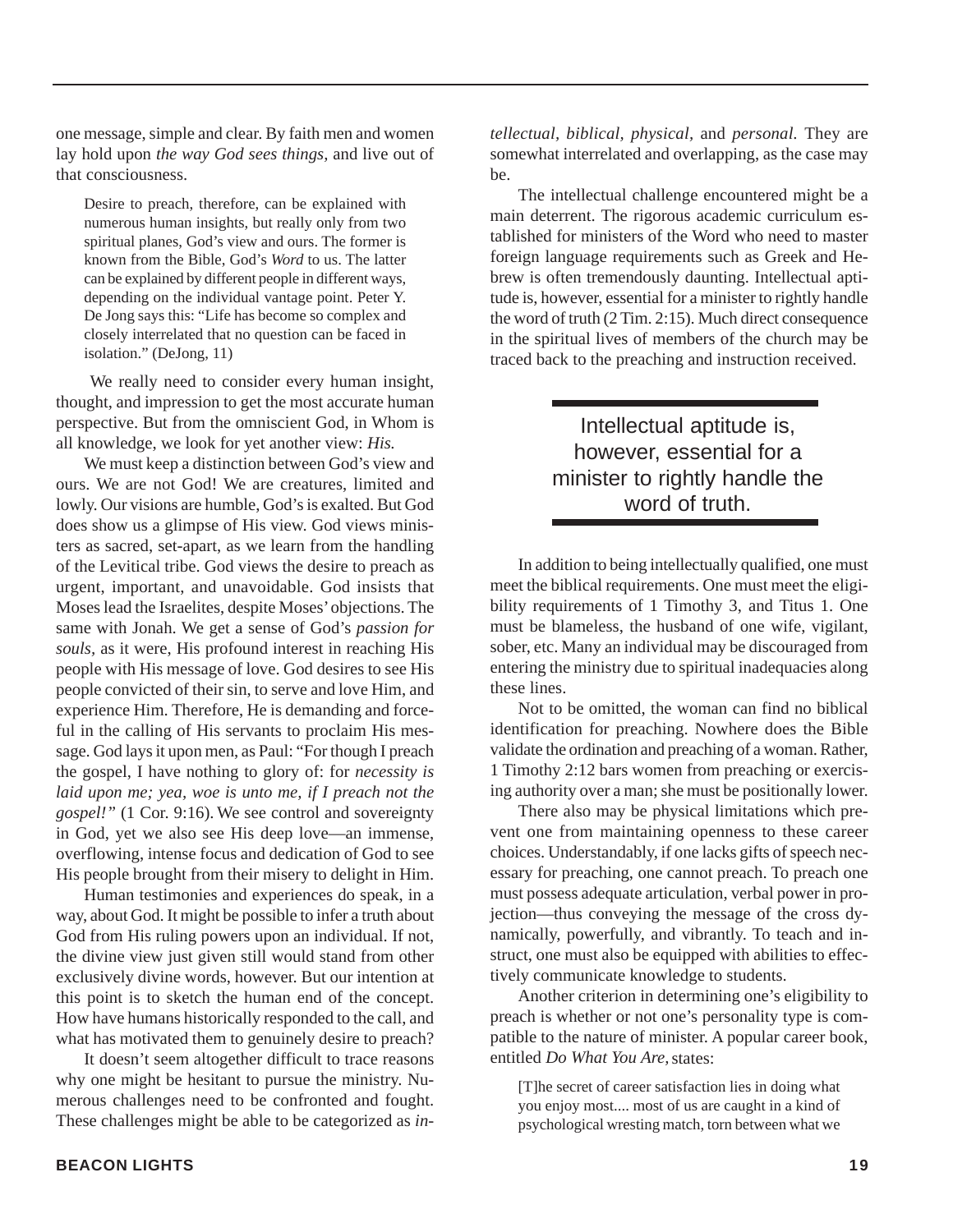one message, simple and clear. By faith men and women lay hold upon *the way God sees things*, and live out of that consciousness.

> Desire to preach, therefore, can be explained with numerous human insights, but really only from two spiritual planes, God's view and ours. The former is known from the Bible, God's *Word* to us. The latter can be explained by different people in different ways, depending on the individual vantage point. Peter Y. De Jong says this: "Life has become so complex and closely interrelated that no question can be faced in isolation." (DeJong, 11)

We really need to consider every human insight, thought, and impression to get the most accurate human perspective. But from the omniscient God, in Whom is all knowledge, we look for yet another view: *His.*

We must keep a distinction between God's view and ours. We are not God! We are creatures, limited and lowly. Our visions are humble, God's is exalted. But God does show us a glimpse of His view. God views ministers as sacred, set-apart, as we learn from the handling of the Levitical tribe. God views the desire to preach as urgent, important, and unavoidable. God insists that Moses lead the Israelites, despite Moses' objections. The same with Jonah. We get a sense of God's *passion for souls,* as it were, His profound interest in reaching His people with His message of love. God desires to see His people convicted of their sin, to serve and love Him, and experience Him. Therefore, He is demanding and forceful in the calling of His servants to proclaim His message. God lays it upon men, as Paul: "For though I preach the gospel, I have nothing to glory of: for *necessity is laid upon me; yea, woe is unto me, if I preach not the gospel!"* (1 Cor. 9:16). We see control and sovereignty in God, yet we also see His deep love—an immense, overflowing, intense focus and dedication of God to see His people brought from their misery to delight in Him.

Human testimonies and experiences do speak, in a way, about God. It might be possible to infer a truth about God from His ruling powers upon an individual. If not, the divine view just given still would stand from other exclusively divine words, however. But our intention at this point is to sketch the human end of the concept. How have humans historically responded to the call, and what has motivated them to genuinely desire to preach?

It doesn't seem altogether difficult to trace reasons why one might be hesitant to pursue the ministry. Numerous challenges need to be confronted and fought. These challenges might be able to be categorized as *intellectual, biblical, physical,* and *personal.* They are somewhat interrelated and overlapping, as the case may be.

The intellectual challenge encountered might be a main deterrent. The rigorous academic curriculum established for ministers of the Word who need to master foreign language requirements such as Greek and Hebrew is often tremendously daunting. Intellectual aptitude is, however, essential for a minister to rightly handle the word of truth (2 Tim. 2:15). Much direct consequence in the spiritual lives of members of the church may be traced back to the preaching and instruction received.

> Intellectual aptitude is, however, essential for a minister to rightly handle the word of truth.

In addition to being intellectually qualified, one must meet the biblical requirements. One must meet the eligibility requirements of 1 Timothy 3, and Titus 1. One must be blameless, the husband of one wife, vigilant, sober, etc. Many an individual may be discouraged from entering the ministry due to spiritual inadequacies along these lines.

Not to be omitted, the woman can find no biblical identification for preaching. Nowhere does the Bible validate the ordination and preaching of a woman. Rather, 1 Timothy 2:12 bars women from preaching or exercising authority over a man; she must be positionally lower.

There also may be physical limitations which prevent one from maintaining openness to these career choices. Understandably, if one lacks gifts of speech necessary for preaching, one cannot preach. To preach one must possess adequate articulation, verbal power in projection—thus conveying the message of the cross dynamically, powerfully, and vibrantly. To teach and instruct, one must also be equipped with abilities to effectively communicate knowledge to students.

Another criterion in determining one's eligibility to preach is whether or not one's personality type is compatible to the nature of minister. A popular career book, entitled *Do What You Are,* states:

> [T]he secret of career satisfaction lies in doing what you enjoy most.... most of us are caught in a kind of psychological wresting match, torn between what we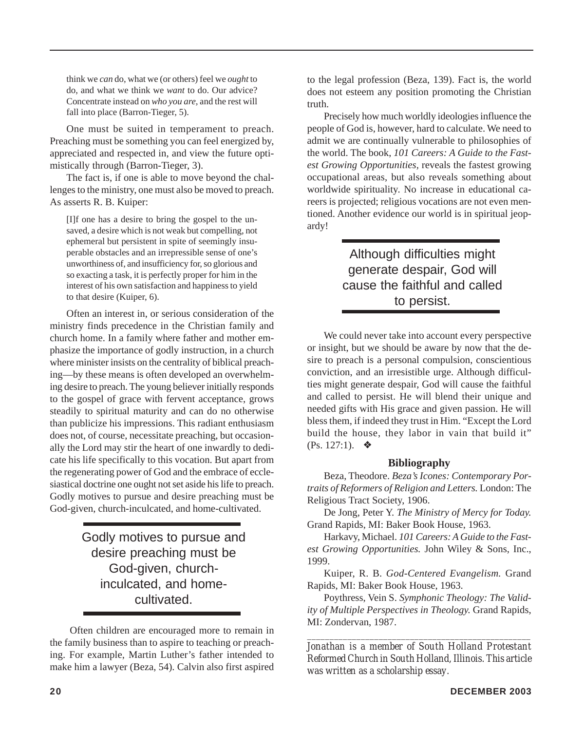> think we *can* do, what we (or others) feel we *ought* to do, and what we think we *want* to do. Our advice? Concentrate instead on *who you are,* and the rest will fall into place (Barron-Tieger, 5).

One must be suited in temperament to preach. Preaching must be something you can feel energized by, appreciated and respected in, and view the future optimistically through (Barron-Tieger, 3).

The fact is, if one is able to move beyond the challenges to the ministry, one must also be moved to preach. As asserts R. B. Kuiper:

> [I]f one has a desire to bring the gospel to the unsaved, a desire which is not weak but compelling, not ephemeral but persistent in spite of seemingly insuperable obstacles and an irrepressible sense of one's unworthiness of, and insufficiency for, so glorious and so exacting a task, it is perfectly proper for him in the interest of his own satisfaction and happiness to yield to that desire (Kuiper, 6).

Often an interest in, or serious consideration of the ministry finds precedence in the Christian family and church home. In a family where father and mother emphasize the importance of godly instruction, in a church where minister insists on the centrality of biblical preaching—by these means is often developed an overwhelming desire to preach. The young believer initially responds to the gospel of grace with fervent acceptance, grows steadily to spiritual maturity and can do no otherwise than publicize his impressions. This radiant enthusiasm does not, of course, necessitate preaching, but occasionally the Lord may stir the heart of one inwardly to dedicate his life specifically to this vocation. But apart from the regenerating power of God and the embrace of ecclesiastical doctrine one ought not set aside his life to preach. Godly motives to pursue and desire preaching must be God-given, church-inculcated, and home-cultivated.

> Godly motives to pursue and desire preaching must be God-given, church-inculcated, and home-cultivated.

Often children are encouraged more to remain in the family business than to aspire to teaching or preaching. For example, Martin Luther's father intended to make him a lawyer (Beza, 54). Calvin also first aspired to the legal profession (Beza, 139). Fact is, the world does not esteem any position promoting the Christian truth.

Precisely how much worldly ideologies influence the people of God is, however, hard to calculate. We need to admit we are continually vulnerable to philosophies of the world. The book, *101 Careers: A Guide to the Fastest Growing Opportunities*, reveals the fastest growing occupational areas, but also reveals something about worldwide spirituality. No increase in educational careers is projected; religious vocations are not even mentioned. Another evidence our world is in spiritual jeopardy!

> Although difficulties might generate despair, God will cause the faithful and called to persist.

We could never take into account every perspective or insight, but we should be aware by now that the desire to preach is a personal compulsion, conscientious conviction, and an irresistible urge. Although difficulties might generate despair, God will cause the faithful and called to persist. He will blend their unique and needed gifts with His grace and given passion. He will bless them, if indeed they trust in Him. "Except the Lord build the house, they labor in vain that build it" (Ps. 127:1). ❖

**Bibliography**

Beza, Theodore. *Beza's Icones: Contemporary Portraits of Reformers of Religion and Letters.* London: The Religious Tract Society, 1906.

De Jong, Peter Y. *The Ministry of Mercy for Today.* Grand Rapids, MI: Baker Book House, 1963.

Harkavy, Michael. *101 Careers: A Guide to the Fastest Growing Opportunities.* John Wiley & Sons, Inc., 1999.

Kuiper, R. B. *God-Centered Evangelism.* Grand Rapids, MI: Baker Book House, 1963.

Poythress, Vein S. *Symphonic Theology: The Validity of Multiple Perspectives in Theology.* Grand Rapids, MI: Zondervan, 1987.

---

*Jonathan is a member of South Holland Protestant Reformed Church in South Holland, Illinois. This article was written as a scholarship essay.*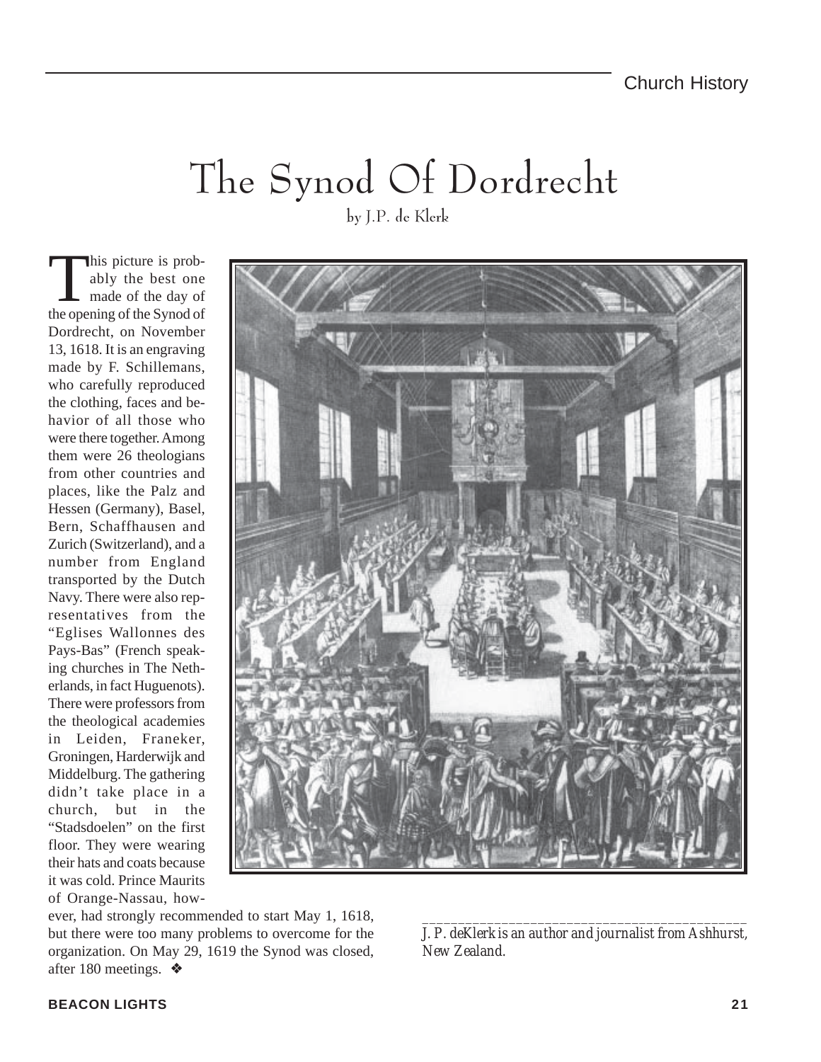# The Synod Of Dordrecht

by J.P. de Klerk

This picture is probably the best one made of the day of the opening of the Synod of Dordrecht, on November 13, 1618. It is an engraving made by F. Schillemans, who carefully reproduced the clothing, faces and behavior of all those who were there together. Among them were 26 theologians from other countries and places, like the Palz and Hessen (Germany), Basel, Bern, Schaffhausen and Zurich (Switzerland), and a number from England transported by the Dutch Navy. There were also representatives from the "Eglises Wallonnes des Pays-Bas" (French speaking churches in The Netherlands, in fact Huguenots). There were professors from the theological academies in Leiden, Franeker, Groningen, Harderwijk and Middelburg. The gathering didn't take place in a church, but in the "Stadsdoelen" on the first floor. They were wearing their hats and coats because it was cold. Prince Maurits of Orange-Nassau, however, had strongly recommended to start May 1, 1618, but there were too many problems to overcome for the organization. On May 29, 1619 the Synod was closed, after 180 meetings. ❖

---

*J. P. deKlerk is an author and journalist from Ashhurst, New Zealand.*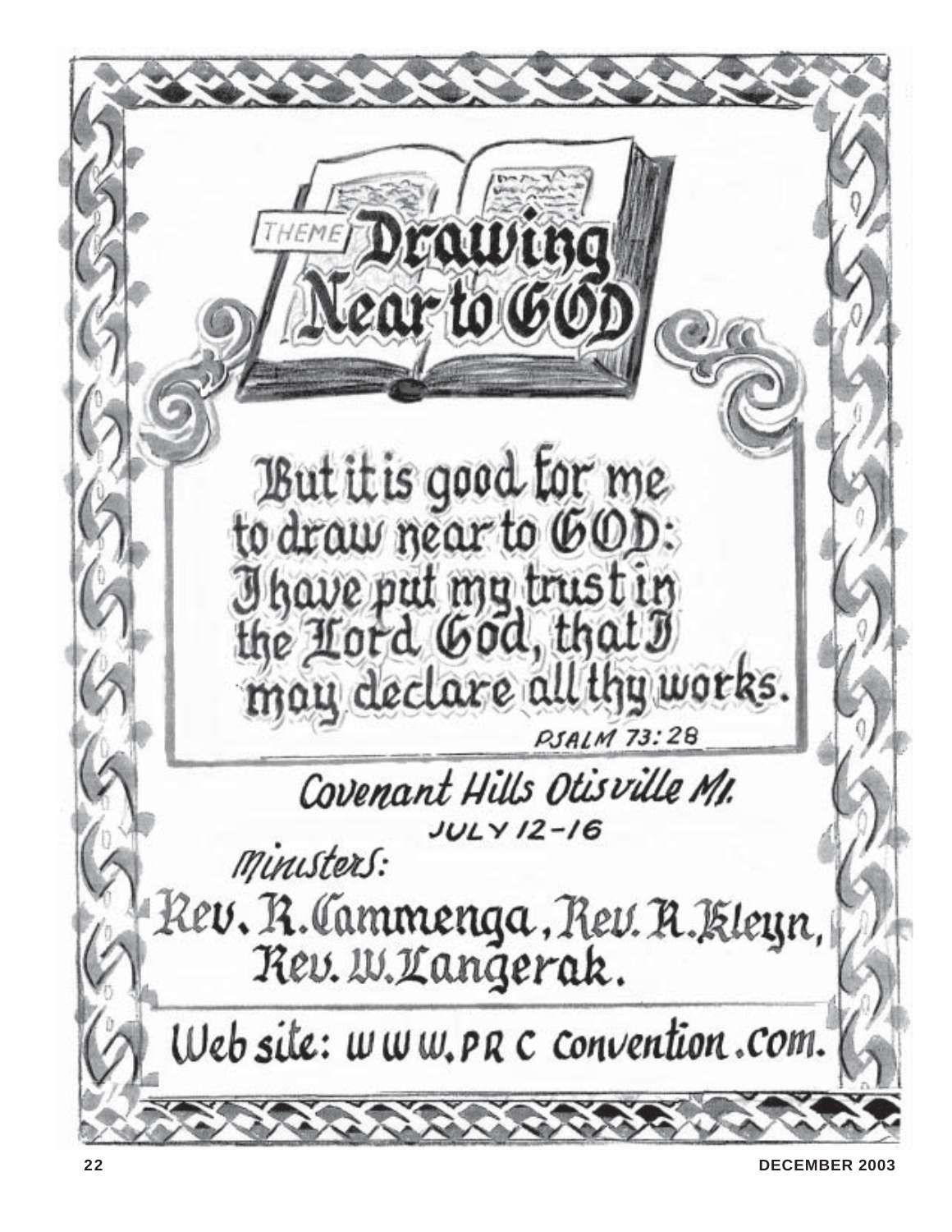THEME

# Drawing Near to GOD

But it is good for me
to draw near to GOD:
I have put my trust in
the Lord God, that I
may declare all thy works.

PSALM 73:28

Covenant Hills Otisville MI.

JULY 12–16

Ministers:

Rev. R. Cammenga, Rev. R. Kleyn,
Rev. W. Langerak.

Web site: www.PRC convention.com.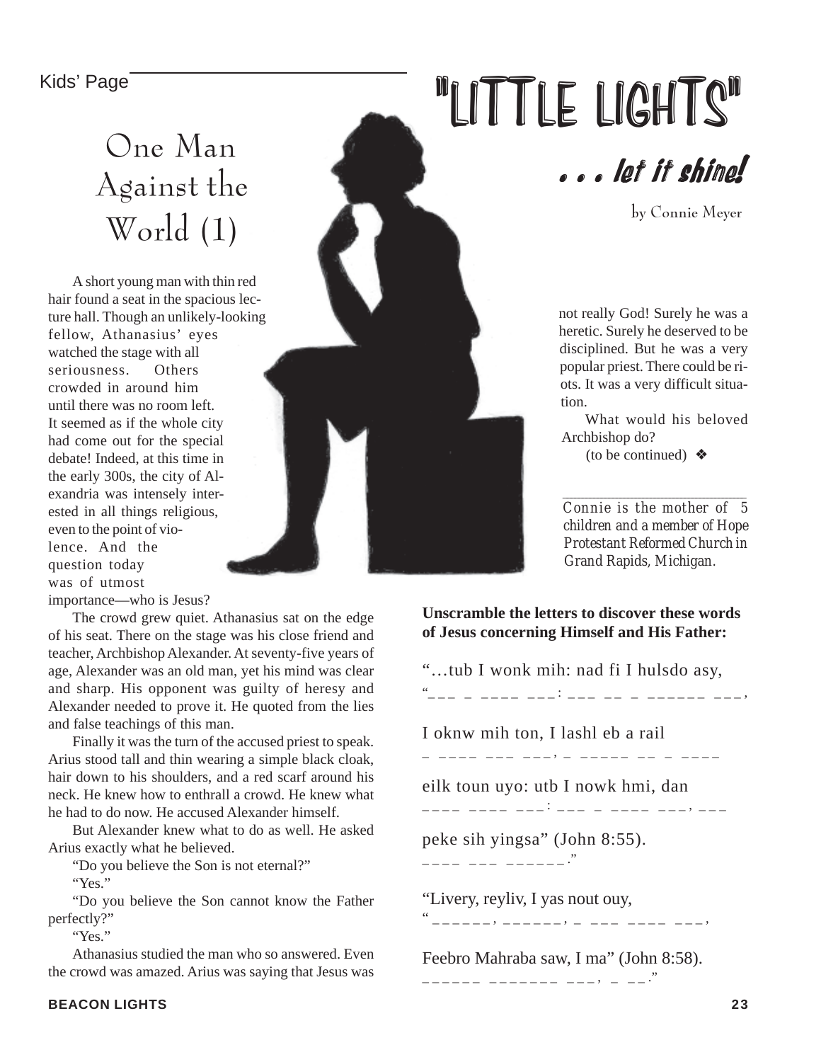Kids' Page

# "LITTLE LIGHTS"

## . . . let it shine!

by Connie Meyer

## One Man Against the World (1)

A short young man with thin red hair found a seat in the spacious lecture hall. Though an unlikely-looking fellow, Athanasius' eyes watched the stage with all seriousness. Others crowded in around him until there was no room left. It seemed as if the whole city had come out for the special debate! Indeed, at this time in the early 300s, the city of Alexandria was intensely interested in all things religious, even to the point of violence. And the question today was of utmost importance—who is Jesus?

The crowd grew quiet. Athanasius sat on the edge of his seat. There on the stage was his close friend and teacher, Archbishop Alexander. At seventy-five years of age, Alexander was an old man, yet his mind was clear and sharp. His opponent was guilty of heresy and Alexander needed to prove it. He quoted from the lies and false teachings of this man.

Finally it was the turn of the accused priest to speak. Arius stood tall and thin wearing a simple black cloak, hair down to his shoulders, and a red scarf around his neck. He knew how to enthrall a crowd. He knew what he had to do now. He accused Alexander himself.

But Alexander knew what to do as well. He asked Arius exactly what he believed.

"Do you believe the Son is not eternal?"

"Yes."

"Do you believe the Son cannot know the Father perfectly?"

"Yes."

Athanasius studied the man who so answered. Even the crowd was amazed. Arius was saying that Jesus was not really God! Surely he was a heretic. Surely he deserved to be disciplined. But he was a very popular priest. There could be riots. It was a very difficult situation.

What would his beloved Archbishop do?

(to be continued) ❖

*Connie is the mother of 5 children and a member of Hope Protestant Reformed Church in Grand Rapids, Michigan.*

**Unscramble the letters to discover these words of Jesus concerning Himself and His Father:**

"…tub I wonk mih: nad fi I hulsdo asy,
"_ _ _ _ _ _ _ _ _ _ _: _ _ _ _ _ _ _ _ _ _ _ _ _ _ _ _,

I oknw mih ton, I lashl eb a rail
_ _ _ _ _ _ _ _ _ _ _, _ _ _ _ _ _ _ _ _ _ _ _ _

eilk toun uyo: utb I nowk hmi, dan
_ _ _ _ _ _ _ _ _ _ _ _: _ _ _ _ _ _ _ _ _ _ _, _ _ _

peke sih yingsa" (John 8:55).
_ _ _ _ _ _ _ _ _ _ _ _ _."

"Livery, reyliv, I yas nout ouy,
"_ _ _ _ _ _, _ _ _ _ _ _, _ _ _ _ _ _ _ _ _ _,

Feebro Mahraba saw, I ma" (John 8:58).
_ _ _ _ _ _ _ _ _ _ _ _ _ _ _ _, _ _ _."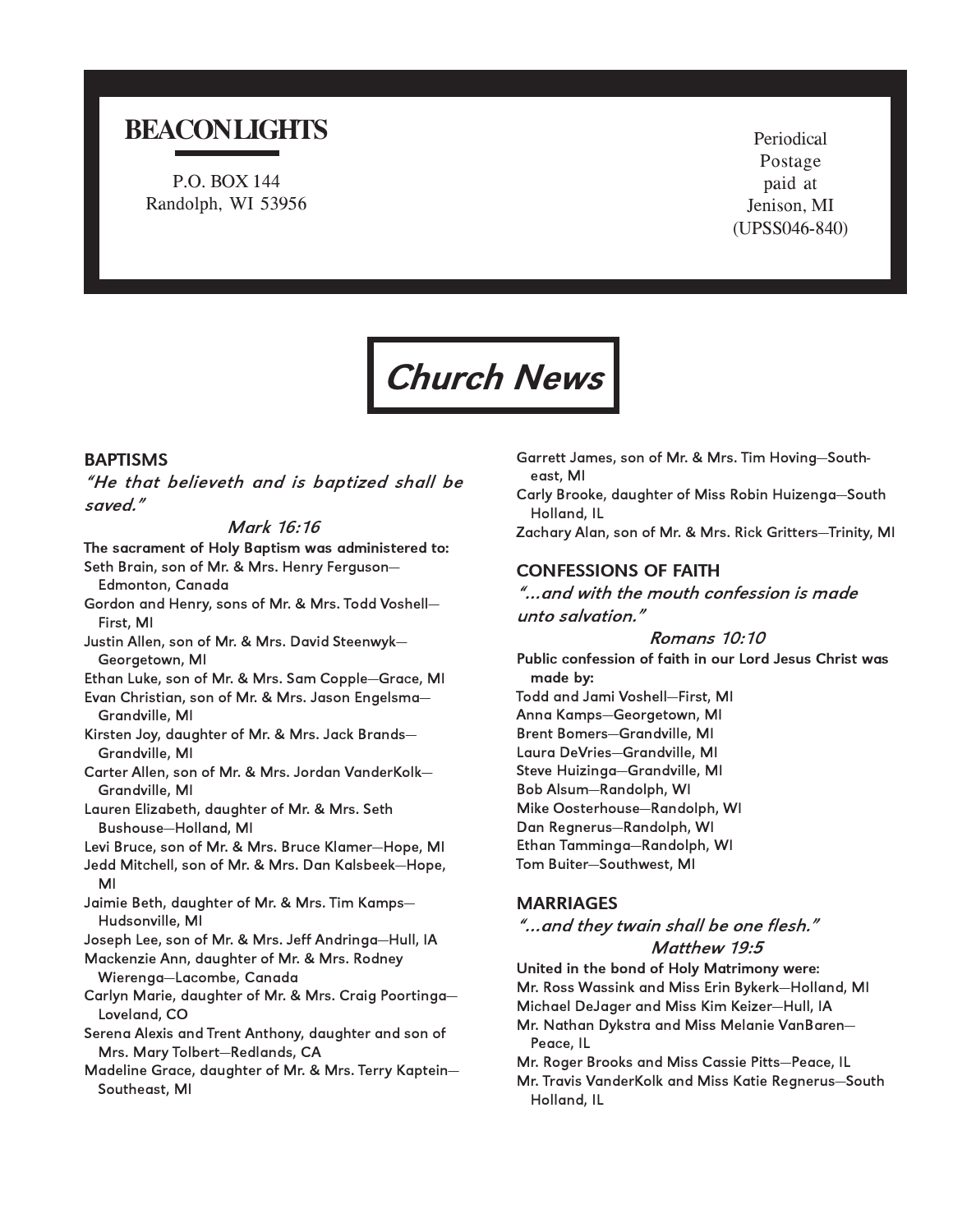**BEACON LIGHTS**

P.O. BOX 144
Randolph, WI 53956

Periodical
Postage
paid at
Jenison, MI
(UPSS046-840)

# Church News

## BAPTISMS

*"He that believeth and is baptized shall be saved."*

*Mark 16:16*

**The sacrament of Holy Baptism was administered to:**

Seth Brain, son of Mr. & Mrs. Henry Ferguson—Edmonton, Canada
Gordon and Henry, sons of Mr. & Mrs. Todd Voshell—First, MI
Justin Allen, son of Mr. & Mrs. David Steenwyk—Georgetown, MI
Ethan Luke, son of Mr. & Mrs. Sam Copple—Grace, MI
Evan Christian, son of Mr. & Mrs. Jason Engelsma—Grandville, MI
Kirsten Joy, daughter of Mr. & Mrs. Jack Brands—Grandville, MI
Carter Allen, son of Mr. & Mrs. Jordan VanderKolk—Grandville, MI
Lauren Elizabeth, daughter of Mr. & Mrs. Seth Bushouse—Holland, MI
Levi Bruce, son of Mr. & Mrs. Bruce Klamer—Hope, MI
Jedd Mitchell, son of Mr. & Mrs. Dan Kalsbeek—Hope, MI
Jaimie Beth, daughter of Mr. & Mrs. Tim Kamps—Hudsonville, MI
Joseph Lee, son of Mr. & Mrs. Jeff Andringa—Hull, IA
Mackenzie Ann, daughter of Mr. & Mrs. Rodney Wierenga—Lacombe, Canada
Carlyn Marie, daughter of Mr. & Mrs. Craig Poortinga—Loveland, CO
Serena Alexis and Trent Anthony, daughter and son of Mrs. Mary Tolbert—Redlands, CA
Madeline Grace, daughter of Mr. & Mrs. Terry Kaptein—Southeast, MI
Garrett James, son of Mr. & Mrs. Tim Hoving—Southeast, MI
Carly Brooke, daughter of Miss Robin Huizenga—South Holland, IL
Zachary Alan, son of Mr. & Mrs. Rick Gritters—Trinity, MI

## CONFESSIONS OF FAITH

*"...and with the mouth confession is made unto salvation."*

*Romans 10:10*

**Public confession of faith in our Lord Jesus Christ was made by:**

Todd and Jami Voshell—First, MI
Anna Kamps—Georgetown, MI
Brent Bomers—Grandville, MI
Laura DeVries—Grandville, MI
Steve Huizinga—Grandville, MI
Bob Alsum—Randolph, WI
Mike Oosterhouse—Randolph, WI
Dan Regnerus—Randolph, WI
Ethan Tamminga—Randolph, WI
Tom Buiter—Southwest, MI

## MARRIAGES

*"...and they twain shall be one flesh."*

*Matthew 19:5*

**United in the bond of Holy Matrimony were:**

Mr. Ross Wassink and Miss Erin Bykerk—Holland, MI
Michael DeJager and Miss Kim Keizer—Hull, IA
Mr. Nathan Dykstra and Miss Melanie VanBaren—Peace, IL
Mr. Roger Brooks and Miss Cassie Pitts—Peace, IL
Mr. Travis VanderKolk and Miss Katie Regnerus—South Holland, IL